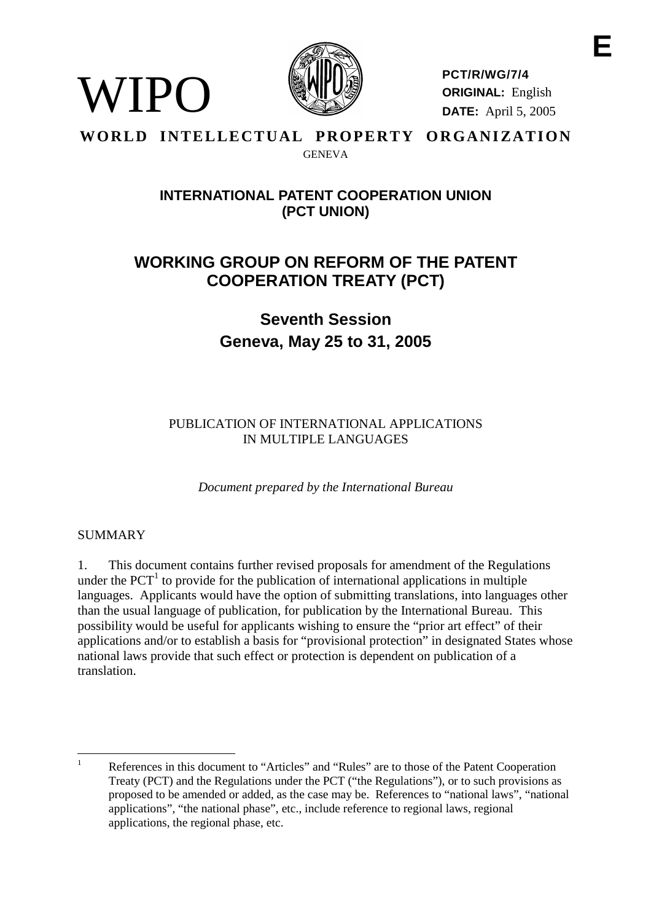E

WIPO

**PCT/R/WG/7/4**
**ORIGINAL:** English
**DATE:** April 5, 2005

**WORLD INTELLECTUAL PROPERTY ORGANIZATION**
GENEVA

## INTERNATIONAL PATENT COOPERATION UNION (PCT UNION)

# WORKING GROUP ON REFORM OF THE PATENT COOPERATION TREATY (PCT)

## Seventh Session
## Geneva, May 25 to 31, 2005

PUBLICATION OF INTERNATIONAL APPLICATIONS IN MULTIPLE LANGUAGES

*Document prepared by the International Bureau*

SUMMARY

1. This document contains further revised proposals for amendment of the Regulations under the PCT[1] to provide for the publication of international applications in multiple languages. Applicants would have the option of submitting translations, into languages other than the usual language of publication, for publication by the International Bureau. This possibility would be useful for applicants wishing to ensure the "prior art effect" of their applications and/or to establish a basis for "provisional protection" in designated States whose national laws provide that such effect or protection is dependent on publication of a translation.

[1] References in this document to "Articles" and "Rules" are to those of the Patent Cooperation Treaty (PCT) and the Regulations under the PCT ("the Regulations"), or to such provisions as proposed to be amended or added, as the case may be. References to "national laws", "national applications", "the national phase", etc., include reference to regional laws, regional applications, the regional phase, etc.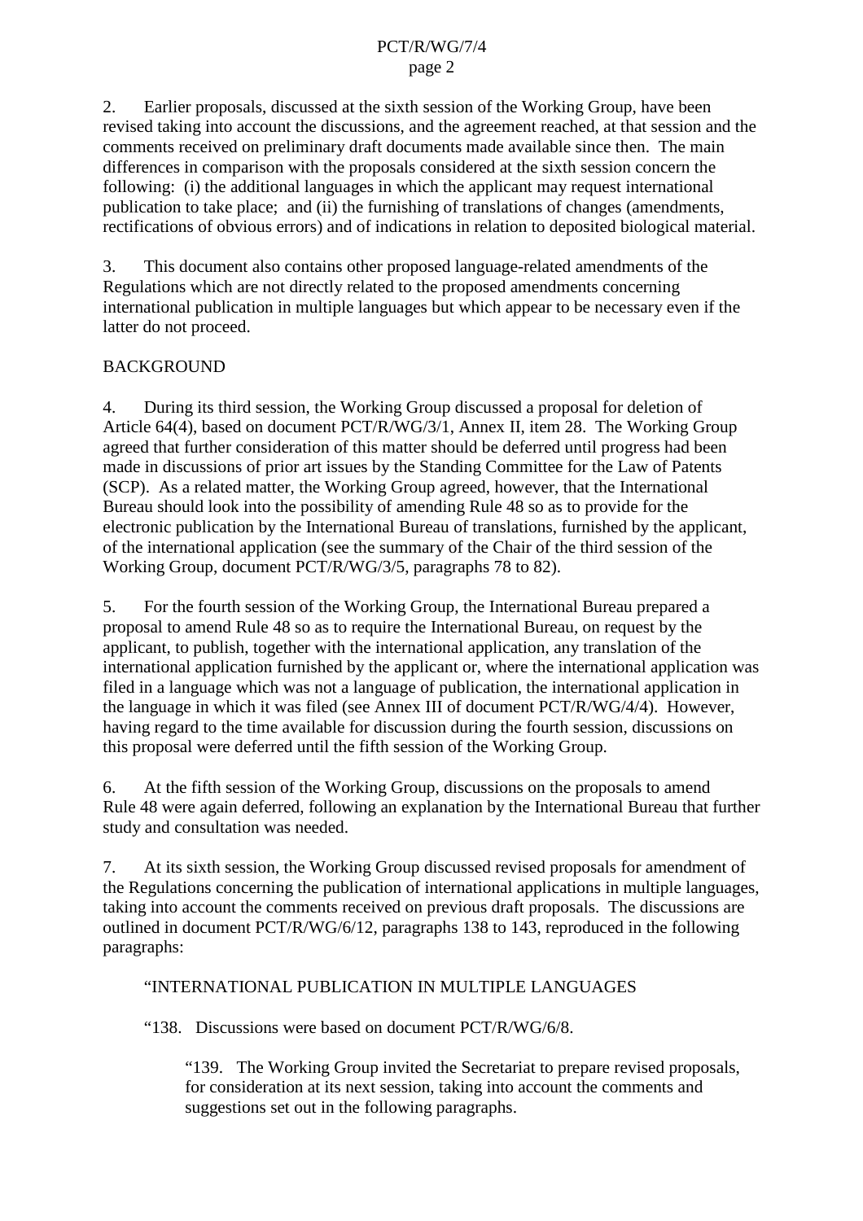2. Earlier proposals, discussed at the sixth session of the Working Group, have been revised taking into account the discussions, and the agreement reached, at that session and the comments received on preliminary draft documents made available since then. The main differences in comparison with the proposals considered at the sixth session concern the following: (i) the additional languages in which the applicant may request international publication to take place; and (ii) the furnishing of translations of changes (amendments, rectifications of obvious errors) and of indications in relation to deposited biological material.

3. This document also contains other proposed language-related amendments of the Regulations which are not directly related to the proposed amendments concerning international publication in multiple languages but which appear to be necessary even if the latter do not proceed.

BACKGROUND

4. During its third session, the Working Group discussed a proposal for deletion of Article 64(4), based on document PCT/R/WG/3/1, Annex II, item 28. The Working Group agreed that further consideration of this matter should be deferred until progress had been made in discussions of prior art issues by the Standing Committee for the Law of Patents (SCP). As a related matter, the Working Group agreed, however, that the International Bureau should look into the possibility of amending Rule 48 so as to provide for the electronic publication by the International Bureau of translations, furnished by the applicant, of the international application (see the summary of the Chair of the third session of the Working Group, document PCT/R/WG/3/5, paragraphs 78 to 82).

5. For the fourth session of the Working Group, the International Bureau prepared a proposal to amend Rule 48 so as to require the International Bureau, on request by the applicant, to publish, together with the international application, any translation of the international application furnished by the applicant or, where the international application was filed in a language which was not a language of publication, the international application in the language in which it was filed (see Annex III of document PCT/R/WG/4/4). However, having regard to the time available for discussion during the fourth session, discussions on this proposal were deferred until the fifth session of the Working Group.

6. At the fifth session of the Working Group, discussions on the proposals to amend Rule 48 were again deferred, following an explanation by the International Bureau that further study and consultation was needed.

7. At its sixth session, the Working Group discussed revised proposals for amendment of the Regulations concerning the publication of international applications in multiple languages, taking into account the comments received on previous draft proposals. The discussions are outlined in document PCT/R/WG/6/12, paragraphs 138 to 143, reproduced in the following paragraphs:

"INTERNATIONAL PUBLICATION IN MULTIPLE LANGUAGES

"138. Discussions were based on document PCT/R/WG/6/8.

> "139. The Working Group invited the Secretariat to prepare revised proposals, for consideration at its next session, taking into account the comments and suggestions set out in the following paragraphs.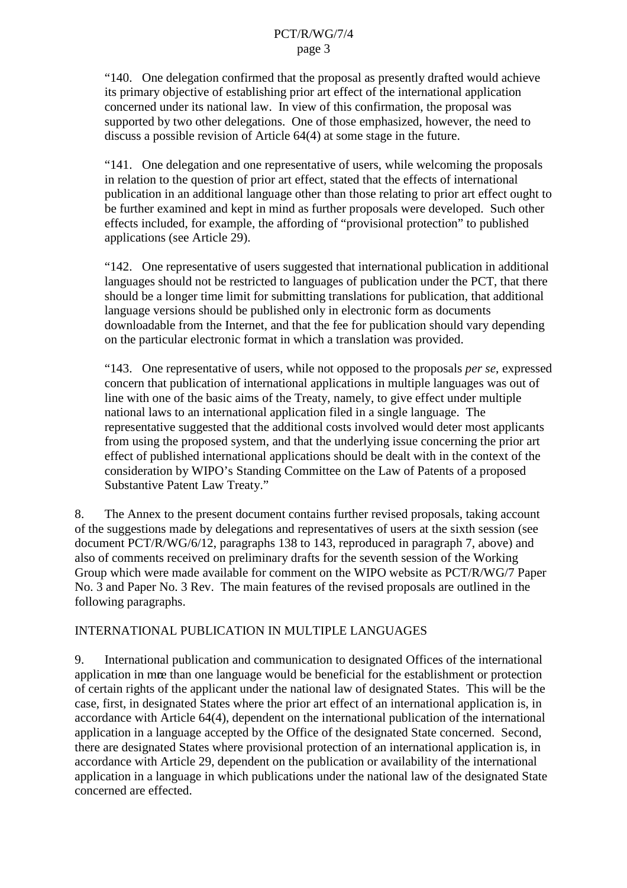"140. One delegation confirmed that the proposal as presently drafted would achieve its primary objective of establishing prior art effect of the international application concerned under its national law. In view of this confirmation, the proposal was supported by two other delegations. One of those emphasized, however, the need to discuss a possible revision of Article 64(4) at some stage in the future.

"141. One delegation and one representative of users, while welcoming the proposals in relation to the question of prior art effect, stated that the effects of international publication in an additional language other than those relating to prior art effect ought to be further examined and kept in mind as further proposals were developed. Such other effects included, for example, the affording of "provisional protection" to published applications (see Article 29).

"142. One representative of users suggested that international publication in additional languages should not be restricted to languages of publication under the PCT, that there should be a longer time limit for submitting translations for publication, that additional language versions should be published only in electronic form as documents downloadable from the Internet, and that the fee for publication should vary depending on the particular electronic format in which a translation was provided.

"143. One representative of users, while not opposed to the proposals *per se*, expressed concern that publication of international applications in multiple languages was out of line with one of the basic aims of the Treaty, namely, to give effect under multiple national laws to an international application filed in a single language. The representative suggested that the additional costs involved would deter most applicants from using the proposed system, and that the underlying issue concerning the prior art effect of published international applications should be dealt with in the context of the consideration by WIPO's Standing Committee on the Law of Patents of a proposed Substantive Patent Law Treaty."

8. The Annex to the present document contains further revised proposals, taking account of the suggestions made by delegations and representatives of users at the sixth session (see document PCT/R/WG/6/12, paragraphs 138 to 143, reproduced in paragraph 7, above) and also of comments received on preliminary drafts for the seventh session of the Working Group which were made available for comment on the WIPO website as PCT/R/WG/7 Paper No. 3 and Paper No. 3 Rev. The main features of the revised proposals are outlined in the following paragraphs.

INTERNATIONAL PUBLICATION IN MULTIPLE LANGUAGES

9. International publication and communication to designated Offices of the international application in more than one language would be beneficial for the establishment or protection of certain rights of the applicant under the national law of designated States. This will be the case, first, in designated States where the prior art effect of an international application is, in accordance with Article 64(4), dependent on the international publication of the international application in a language accepted by the Office of the designated State concerned. Second, there are designated States where provisional protection of an international application is, in accordance with Article 29, dependent on the publication or availability of the international application in a language in which publications under the national law of the designated State concerned are effected.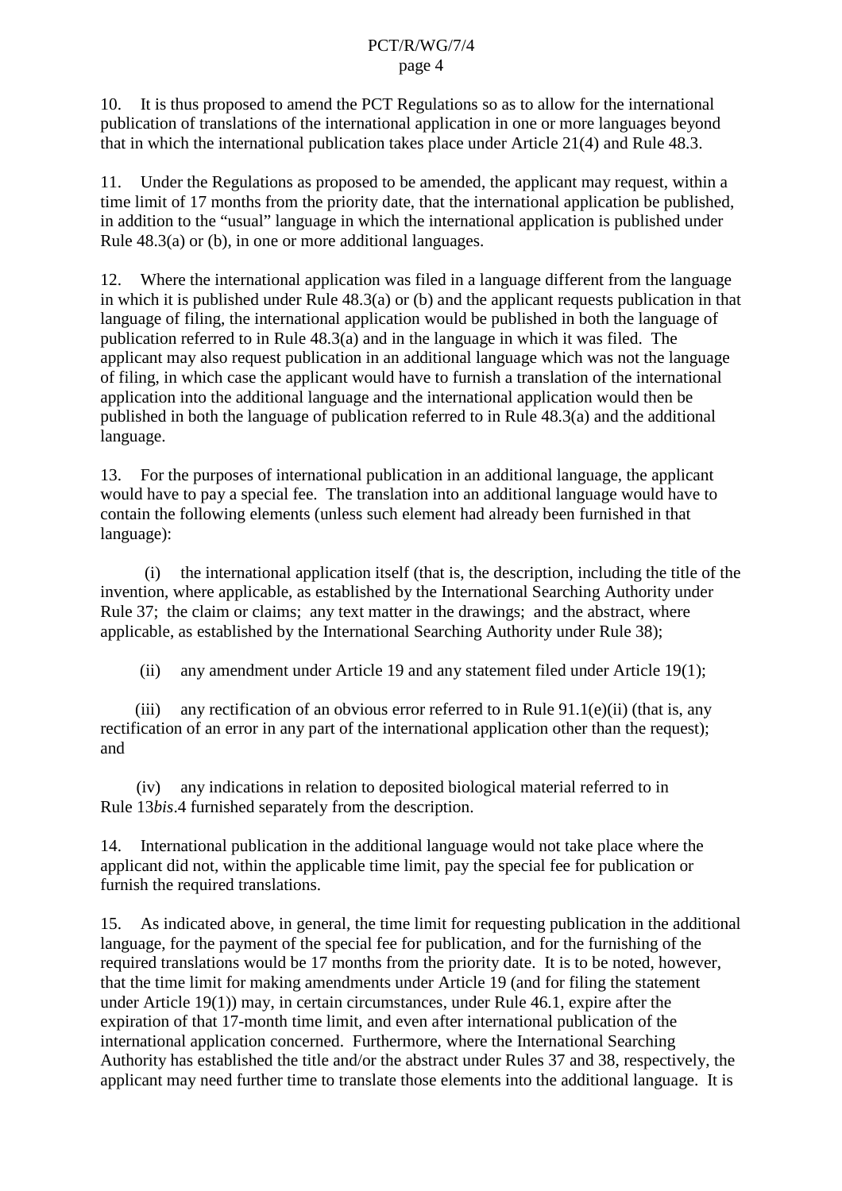10. It is thus proposed to amend the PCT Regulations so as to allow for the international publication of translations of the international application in one or more languages beyond that in which the international publication takes place under Article 21(4) and Rule 48.3.

11. Under the Regulations as proposed to be amended, the applicant may request, within a time limit of 17 months from the priority date, that the international application be published, in addition to the "usual" language in which the international application is published under Rule 48.3(a) or (b), in one or more additional languages.

12. Where the international application was filed in a language different from the language in which it is published under Rule 48.3(a) or (b) and the applicant requests publication in that language of filing, the international application would be published in both the language of publication referred to in Rule 48.3(a) and in the language in which it was filed. The applicant may also request publication in an additional language which was not the language of filing, in which case the applicant would have to furnish a translation of the international application into the additional language and the international application would then be published in both the language of publication referred to in Rule 48.3(a) and the additional language.

13. For the purposes of international publication in an additional language, the applicant would have to pay a special fee. The translation into an additional language would have to contain the following elements (unless such element had already been furnished in that language):

(i) the international application itself (that is, the description, including the title of the invention, where applicable, as established by the International Searching Authority under Rule 37; the claim or claims; any text matter in the drawings; and the abstract, where applicable, as established by the International Searching Authority under Rule 38);

(ii) any amendment under Article 19 and any statement filed under Article 19(1);

(iii) any rectification of an obvious error referred to in Rule 91.1(e)(ii) (that is, any rectification of an error in any part of the international application other than the request); and

(iv) any indications in relation to deposited biological material referred to in Rule 13*bis*.4 furnished separately from the description.

14. International publication in the additional language would not take place where the applicant did not, within the applicable time limit, pay the special fee for publication or furnish the required translations.

15. As indicated above, in general, the time limit for requesting publication in the additional language, for the payment of the special fee for publication, and for the furnishing of the required translations would be 17 months from the priority date. It is to be noted, however, that the time limit for making amendments under Article 19 (and for filing the statement under Article 19(1)) may, in certain circumstances, under Rule 46.1, expire after the expiration of that 17-month time limit, and even after international publication of the international application concerned. Furthermore, where the International Searching Authority has established the title and/or the abstract under Rules 37 and 38, respectively, the applicant may need further time to translate those elements into the additional language. It is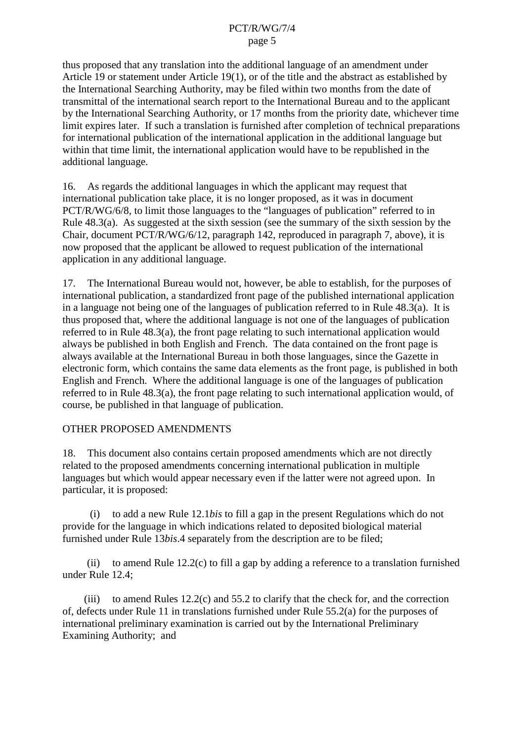thus proposed that any translation into the additional language of an amendment under Article 19 or statement under Article 19(1), or of the title and the abstract as established by the International Searching Authority, may be filed within two months from the date of transmittal of the international search report to the International Bureau and to the applicant by the International Searching Authority, or 17 months from the priority date, whichever time limit expires later. If such a translation is furnished after completion of technical preparations for international publication of the international application in the additional language but within that time limit, the international application would have to be republished in the additional language.

16. As regards the additional languages in which the applicant may request that international publication take place, it is no longer proposed, as it was in document PCT/R/WG/6/8, to limit those languages to the "languages of publication" referred to in Rule 48.3(a). As suggested at the sixth session (see the summary of the sixth session by the Chair, document PCT/R/WG/6/12, paragraph 142, reproduced in paragraph 7, above), it is now proposed that the applicant be allowed to request publication of the international application in any additional language.

17. The International Bureau would not, however, be able to establish, for the purposes of international publication, a standardized front page of the published international application in a language not being one of the languages of publication referred to in Rule 48.3(a). It is thus proposed that, where the additional language is not one of the languages of publication referred to in Rule 48.3(a), the front page relating to such international application would always be published in both English and French. The data contained on the front page is always available at the International Bureau in both those languages, since the Gazette in electronic form, which contains the same data elements as the front page, is published in both English and French. Where the additional language is one of the languages of publication referred to in Rule 48.3(a), the front page relating to such international application would, of course, be published in that language of publication.

## OTHER PROPOSED AMENDMENTS

18. This document also contains certain proposed amendments which are not directly related to the proposed amendments concerning international publication in multiple languages but which would appear necessary even if the latter were not agreed upon. In particular, it is proposed:

(i) to add a new Rule 12.1*bis* to fill a gap in the present Regulations which do not provide for the language in which indications related to deposited biological material furnished under Rule 13*bis*.4 separately from the description are to be filed;

(ii) to amend Rule 12.2(c) to fill a gap by adding a reference to a translation furnished under Rule 12.4;

(iii) to amend Rules 12.2(c) and 55.2 to clarify that the check for, and the correction of, defects under Rule 11 in translations furnished under Rule 55.2(a) for the purposes of international preliminary examination is carried out by the International Preliminary Examining Authority; and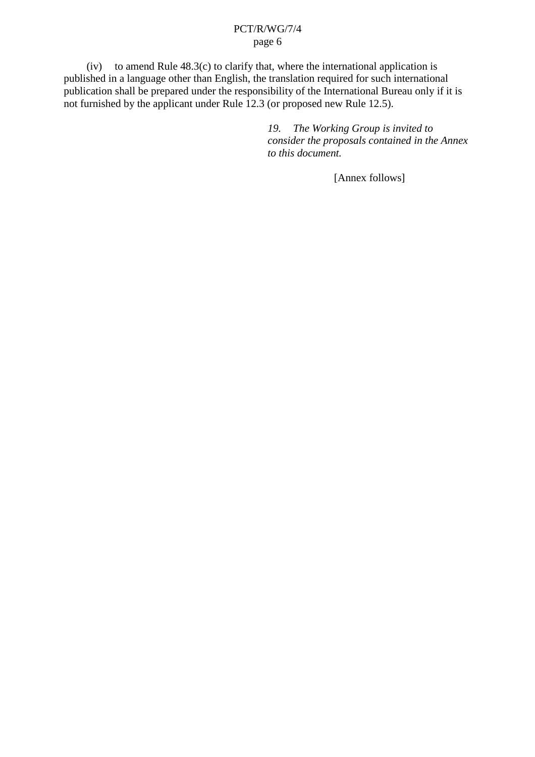(iv) to amend Rule 48.3(c) to clarify that, where the international application is published in a language other than English, the translation required for such international publication shall be prepared under the responsibility of the International Bureau only if it is not furnished by the applicant under Rule 12.3 (or proposed new Rule 12.5).

*19. The Working Group is invited to consider the proposals contained in the Annex to this document.*

[Annex follows]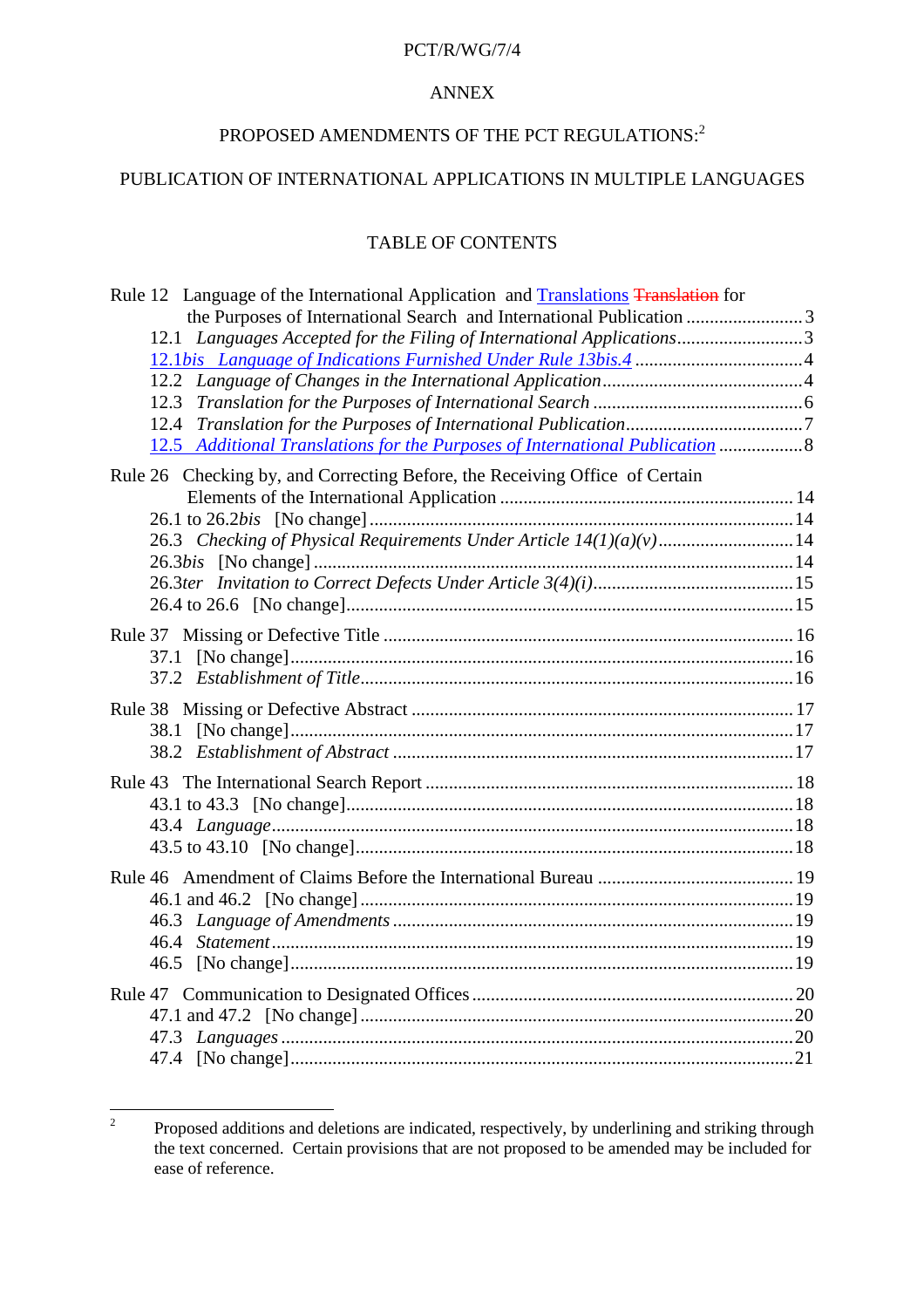ANNEX

# PROPOSED AMENDMENTS OF THE PCT REGULATIONS:[2]

## PUBLICATION OF INTERNATIONAL APPLICATIONS IN MULTIPLE LANGUAGES

### TABLE OF CONTENTS

Rule 12 Language of the International Application and <u>Translations</u> ~~Translation~~ for the Purposes of International Search and International Publication ........................ 3
- 12.1 *Languages Accepted for the Filing of International Applications* .......................... 3
- <u>12.1*bis* *Language of Indications Furnished Under Rule 13bis.4*</u> .................................... 4
- 12.2 *Language of Changes in the International Application* .......................................... 4
- 12.3 *Translation for the Purposes of International Search* ............................................ 6
- 12.4 *Translation for the Purposes of International Publication* ..................................... 7
- <u>12.5 *Additional Translations for the Purposes of International Publication*</u> ................. 8

Rule 26 Checking by, and Correcting Before, the Receiving Office of Certain Elements of the International Application .............................................................. 14
- 26.1 to 26.2*bis* [No change] .......................................................................................... 14
- 26.3 *Checking of Physical Requirements Under Article 14(1)(a)(v)* ............................ 14
- 26.3*bis* [No change] ..................................................................................................... 14
- 26.3*ter* *Invitation to Correct Defects Under Article 3(4)(i)* ........................................... 15
- 26.4 to 26.6 [No change] ................................................................................................ 15

Rule 37 Missing or Defective Title ....................................................................................... 16
- 37.1 [No change] ........................................................................................................... 16
- 37.2 *Establishment of Title* ............................................................................................ 16

Rule 38 Missing or Defective Abstract ................................................................................. 17
- 38.1 [No change] ........................................................................................................... 17
- 38.2 *Establishment of Abstract* ..................................................................................... 17

Rule 43 The International Search Report .............................................................................. 18
- 43.1 to 43.3 [No change] ................................................................................................ 18
- 43.4 *Language* ................................................................................................................ 18
- 43.5 to 43.10 [No change] .............................................................................................. 18

Rule 46 Amendment of Claims Before the International Bureau .......................................... 19
- 46.1 and 46.2 [No change] ............................................................................................ 19
- 46.3 *Language of Amendments* ..................................................................................... 19
- 46.4 *Statement* ............................................................................................................... 19
- 46.5 [No change] ........................................................................................................... 19

Rule 47 Communication to Designated Offices .................................................................... 20
- 47.1 and 47.2 [No change] ............................................................................................ 20
- 47.3 *Languages* ............................................................................................................. 20
- 47.4 [No change] ........................................................................................................... 21

---

[2] Proposed additions and deletions are indicated, respectively, by underlining and striking through the text concerned. Certain provisions that are not proposed to be amended may be included for ease of reference.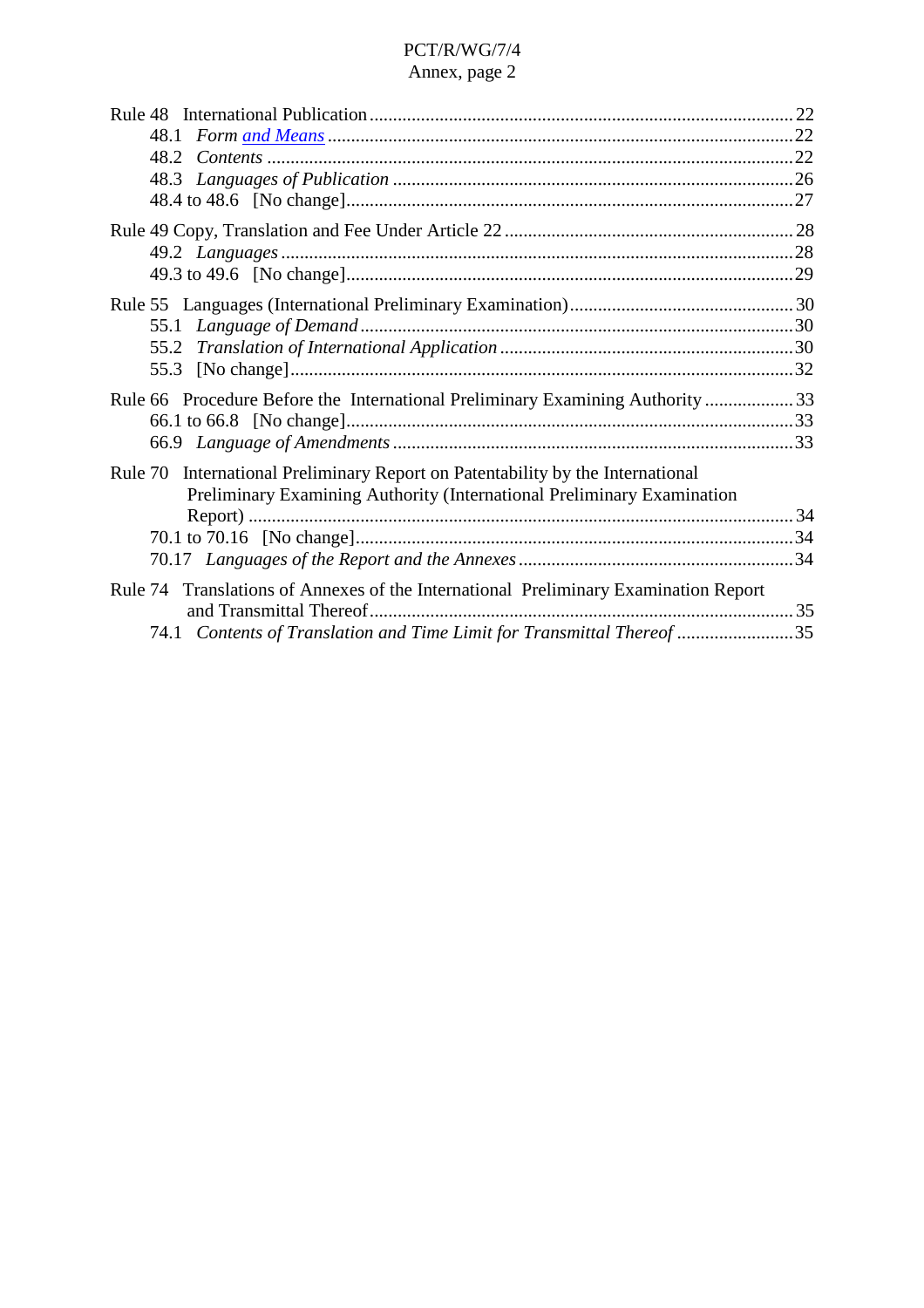Rule 48 International Publication .......... 22
  48.1 *Form and Means* .......... 22
  48.2 *Contents* .......... 22
  48.3 *Languages of Publication* .......... 26
  48.4 to 48.6 [No change] .......... 27

Rule 49 Copy, Translation and Fee Under Article 22 .......... 28
  49.2 *Languages* .......... 28
  49.3 to 49.6 [No change] .......... 29

Rule 55 Languages (International Preliminary Examination) .......... 30
  55.1 *Language of Demand* .......... 30
  55.2 *Translation of International Application* .......... 30
  55.3 [No change] .......... 32

Rule 66 Procedure Before the International Preliminary Examining Authority .......... 33
  66.1 to 66.8 [No change] .......... 33
  66.9 *Language of Amendments* .......... 33

Rule 70 International Preliminary Report on Patentability by the International Preliminary Examining Authority (International Preliminary Examination Report) .......... 34
  70.1 to 70.16 [No change] .......... 34
  70.17 *Languages of the Report and the Annexes* .......... 34

Rule 74 Translations of Annexes of the International Preliminary Examination Report and Transmittal Thereof .......... 35
  74.1 *Contents of Translation and Time Limit for Transmittal Thereof* .......... 35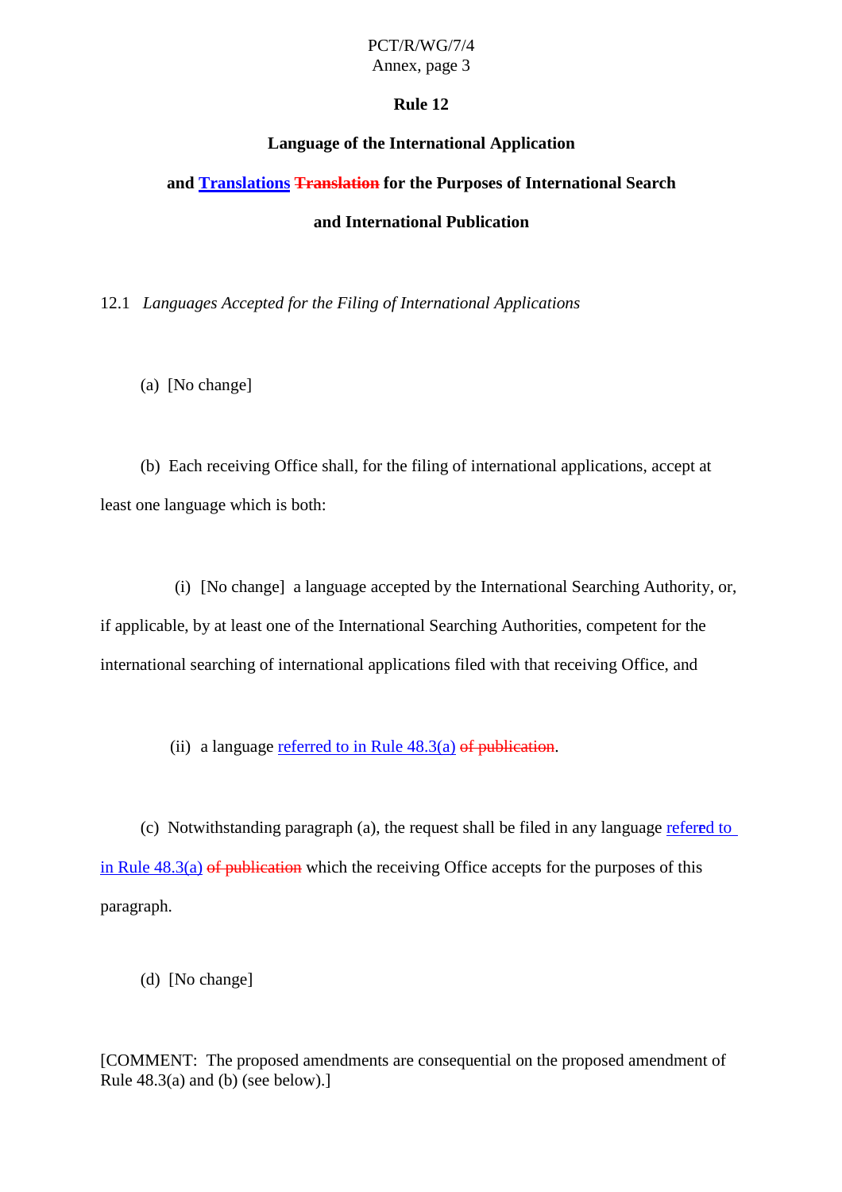# Rule 12

## Language of the International Application

## and Translations ~~Translation~~ for the Purposes of International Search

## and International Publication

12.1 *Languages Accepted for the Filing of International Applications*

(a) [No change]

(b) Each receiving Office shall, for the filing of international applications, accept at least one language which is both:

(i) [No change] a language accepted by the International Searching Authority, or, if applicable, by at least one of the International Searching Authorities, competent for the international searching of international applications filed with that receiving Office, and

(ii) a language referred to in Rule 48.3(a) ~~of publication~~.

(c) Notwithstanding paragraph (a), the request shall be filed in any language refered to in Rule 48.3(a) ~~of publication~~ which the receiving Office accepts for the purposes of this paragraph.

(d) [No change]

[COMMENT: The proposed amendments are consequential on the proposed amendment of Rule 48.3(a) and (b) (see below).]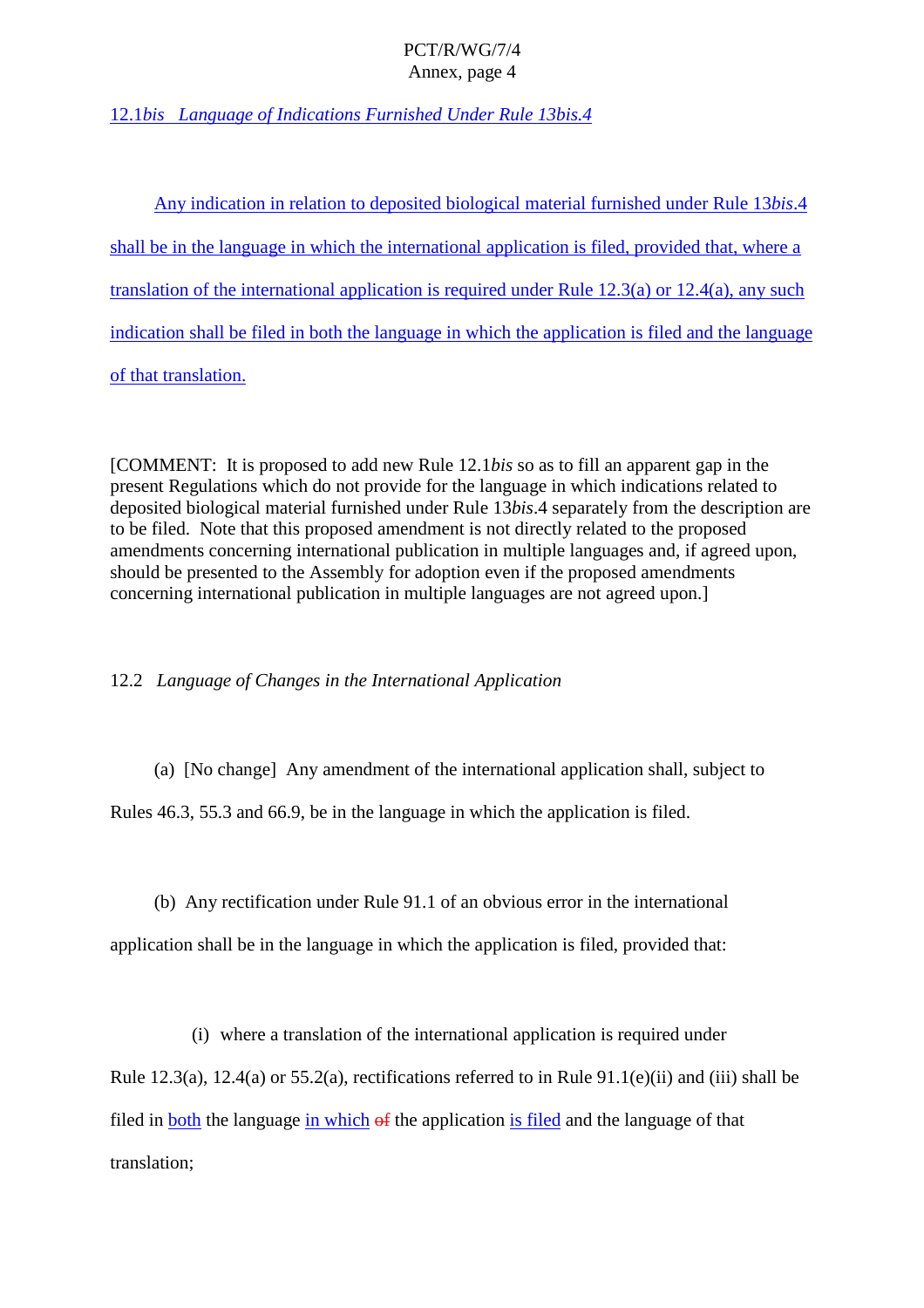12.1*bis* *Language of Indications Furnished Under Rule 13bis.4*

Any indication in relation to deposited biological material furnished under Rule 13*bis*.4 shall be in the language in which the international application is filed, provided that, where a translation of the international application is required under Rule 12.3(a) or 12.4(a), any such indication shall be filed in both the language in which the application is filed and the language of that translation.

[COMMENT: It is proposed to add new Rule 12.1*bis* so as to fill an apparent gap in the present Regulations which do not provide for the language in which indications related to deposited biological material furnished under Rule 13*bis*.4 separately from the description are to be filed. Note that this proposed amendment is not directly related to the proposed amendments concerning international publication in multiple languages and, if agreed upon, should be presented to the Assembly for adoption even if the proposed amendments concerning international publication in multiple languages are not agreed upon.]

12.2 *Language of Changes in the International Application*

(a) [No change] Any amendment of the international application shall, subject to Rules 46.3, 55.3 and 66.9, be in the language in which the application is filed.

(b) Any rectification under Rule 91.1 of an obvious error in the international application shall be in the language in which the application is filed, provided that:

(i) where a translation of the international application is required under Rule 12.3(a), 12.4(a) or 55.2(a), rectifications referred to in Rule 91.1(e)(ii) and (iii) shall be filed in both the language in which ~~of~~ the application is filed and the language of that translation;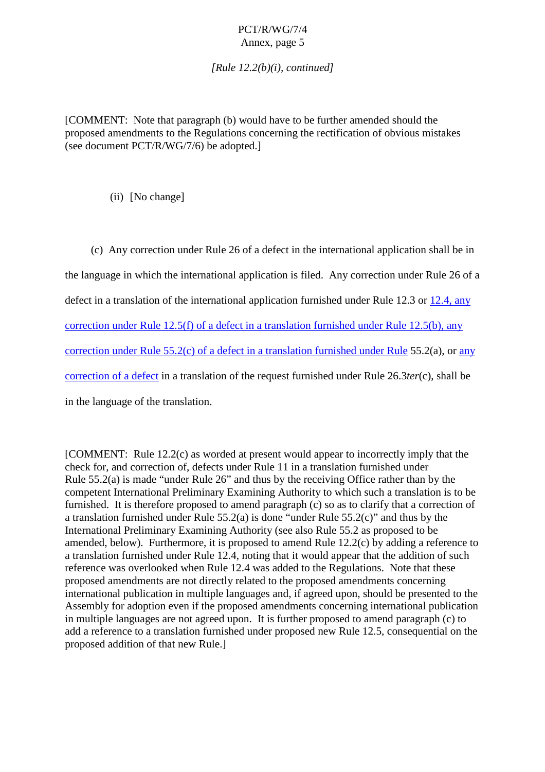*[Rule 12.2(b)(i), continued]*

[COMMENT: Note that paragraph (b) would have to be further amended should the proposed amendments to the Regulations concerning the rectification of obvious mistakes (see document PCT/R/WG/7/6) be adopted.]

(ii) [No change]

(c) Any correction under Rule 26 of a defect in the international application shall be in the language in which the international application is filed. Any correction under Rule 26 of a defect in a translation of the international application furnished under Rule 12.3 or 12.4, any correction under Rule 12.5(f) of a defect in a translation furnished under Rule 12.5(b), any correction under Rule 55.2(c) of a defect in a translation furnished under Rule 55.2(a), or any correction of a defect in a translation of the request furnished under Rule 26.3*ter*(c), shall be in the language of the translation.

[COMMENT: Rule 12.2(c) as worded at present would appear to incorrectly imply that the check for, and correction of, defects under Rule 11 in a translation furnished under Rule 55.2(a) is made "under Rule 26" and thus by the receiving Office rather than by the competent International Preliminary Examining Authority to which such a translation is to be furnished. It is therefore proposed to amend paragraph (c) so as to clarify that a correction of a translation furnished under Rule 55.2(a) is done "under Rule 55.2(c)" and thus by the International Preliminary Examining Authority (see also Rule 55.2 as proposed to be amended, below). Furthermore, it is proposed to amend Rule 12.2(c) by adding a reference to a translation furnished under Rule 12.4, noting that it would appear that the addition of such reference was overlooked when Rule 12.4 was added to the Regulations. Note that these proposed amendments are not directly related to the proposed amendments concerning international publication in multiple languages and, if agreed upon, should be presented to the Assembly for adoption even if the proposed amendments concerning international publication in multiple languages are not agreed upon. It is further proposed to amend paragraph (c) to add a reference to a translation furnished under proposed new Rule 12.5, consequential on the proposed addition of that new Rule.]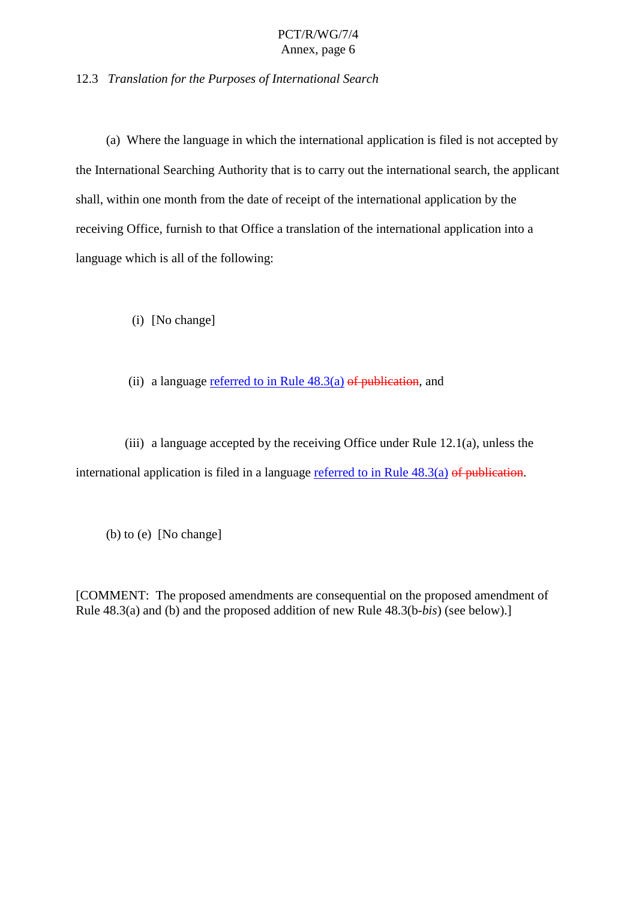12.3 *Translation for the Purposes of International Search*

(a) Where the language in which the international application is filed is not accepted by the International Searching Authority that is to carry out the international search, the applicant shall, within one month from the date of receipt of the international application by the receiving Office, furnish to that Office a translation of the international application into a language which is all of the following:

(i) [No change]

(ii) a language referred to in Rule 48.3(a) ~~of publication~~, and

(iii) a language accepted by the receiving Office under Rule 12.1(a), unless the international application is filed in a language referred to in Rule 48.3(a) ~~of publication~~.

(b) to (e) [No change]

[COMMENT: The proposed amendments are consequential on the proposed amendment of Rule 48.3(a) and (b) and the proposed addition of new Rule 48.3(b-*bis*) (see below).]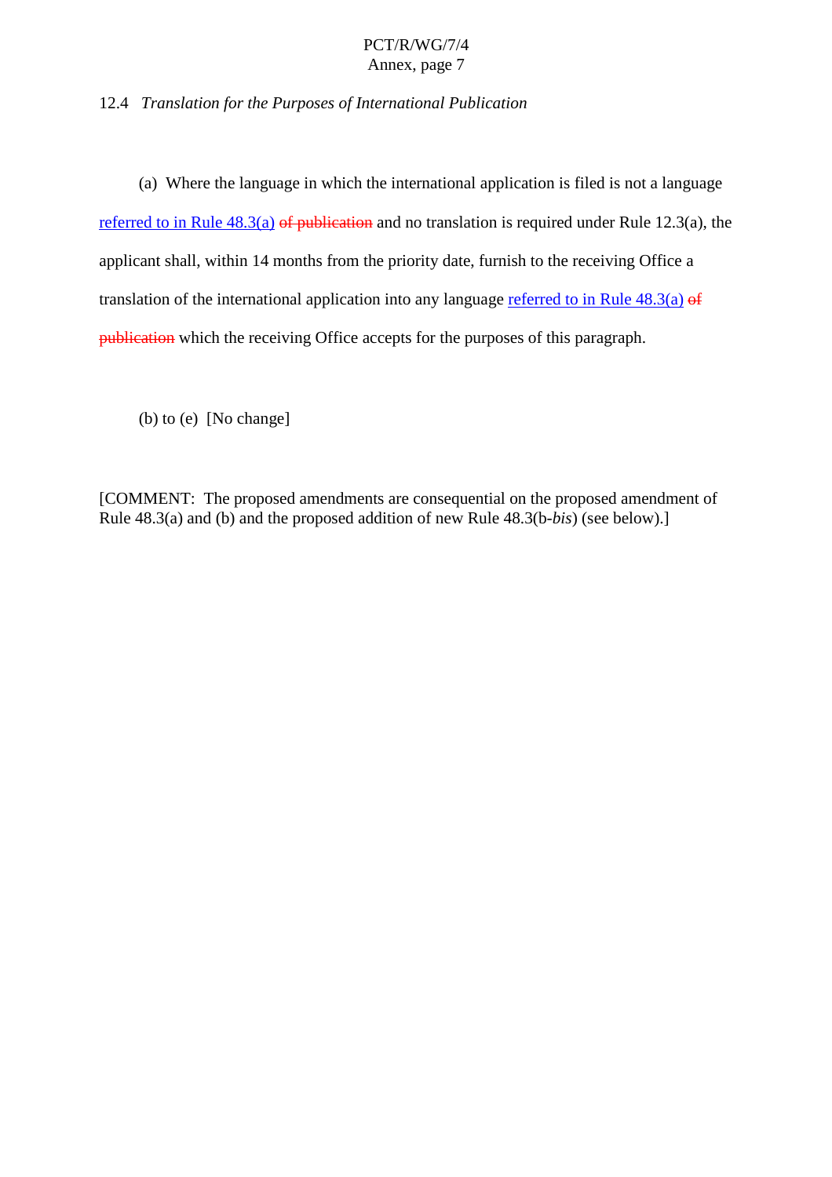12.4 *Translation for the Purposes of International Publication*

(a) Where the language in which the international application is filed is not a language referred to in Rule 48.3(a) ~~of publication~~ and no translation is required under Rule 12.3(a), the applicant shall, within 14 months from the priority date, furnish to the receiving Office a translation of the international application into any language referred to in Rule 48.3(a) ~~of publication~~ which the receiving Office accepts for the purposes of this paragraph.

(b) to (e) [No change]

[COMMENT: The proposed amendments are consequential on the proposed amendment of Rule 48.3(a) and (b) and the proposed addition of new Rule 48.3(b-*bis*) (see below).]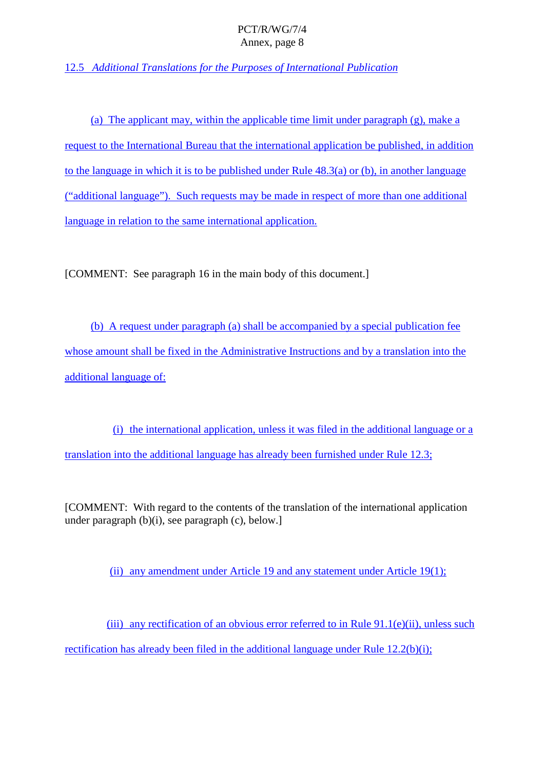12.5 *Additional Translations for the Purposes of International Publication*

(a) The applicant may, within the applicable time limit under paragraph (g), make a request to the International Bureau that the international application be published, in addition to the language in which it is to be published under Rule 48.3(a) or (b), in another language ("additional language"). Such requests may be made in respect of more than one additional language in relation to the same international application.

[COMMENT: See paragraph 16 in the main body of this document.]

(b) A request under paragraph (a) shall be accompanied by a special publication fee whose amount shall be fixed in the Administrative Instructions and by a translation into the additional language of:

(i) the international application, unless it was filed in the additional language or a translation into the additional language has already been furnished under Rule 12.3;

[COMMENT: With regard to the contents of the translation of the international application under paragraph (b)(i), see paragraph (c), below.]

(ii) any amendment under Article 19 and any statement under Article 19(1);

(iii) any rectification of an obvious error referred to in Rule 91.1(e)(ii), unless such rectification has already been filed in the additional language under Rule 12.2(b)(i);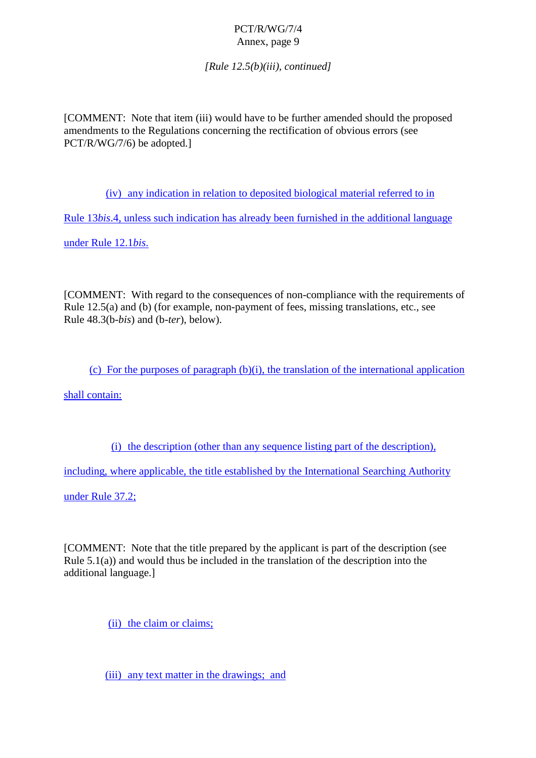*[Rule 12.5(b)(iii), continued]*

[COMMENT: Note that item (iii) would have to be further amended should the proposed amendments to the Regulations concerning the rectification of obvious errors (see PCT/R/WG/7/6) be adopted.]

(iv) any indication in relation to deposited biological material referred to in Rule 13*bis*.4, unless such indication has already been furnished in the additional language under Rule 12.1*bis*.

[COMMENT: With regard to the consequences of non-compliance with the requirements of Rule 12.5(a) and (b) (for example, non-payment of fees, missing translations, etc., see Rule 48.3(b-*bis*) and (b-*ter*), below).

(c) For the purposes of paragraph (b)(i), the translation of the international application shall contain:

(i) the description (other than any sequence listing part of the description), including, where applicable, the title established by the International Searching Authority under Rule 37.2;

[COMMENT: Note that the title prepared by the applicant is part of the description (see Rule 5.1(a)) and would thus be included in the translation of the description into the additional language.]

(ii) the claim or claims;

(iii) any text matter in the drawings; and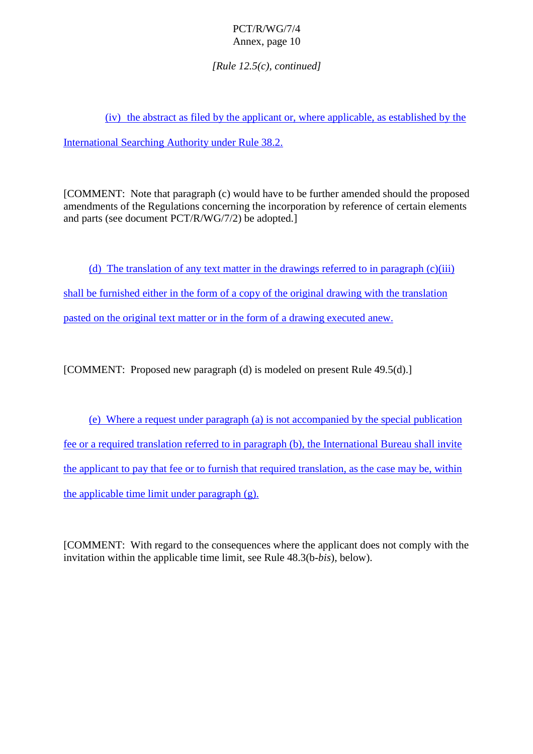*[Rule 12.5(c), continued]*

(iv) the abstract as filed by the applicant or, where applicable, as established by the International Searching Authority under Rule 38.2.

[COMMENT: Note that paragraph (c) would have to be further amended should the proposed amendments of the Regulations concerning the incorporation by reference of certain elements and parts (see document PCT/R/WG/7/2) be adopted.]

(d) The translation of any text matter in the drawings referred to in paragraph (c)(iii) shall be furnished either in the form of a copy of the original drawing with the translation pasted on the original text matter or in the form of a drawing executed anew.

[COMMENT: Proposed new paragraph (d) is modeled on present Rule 49.5(d).]

(e) Where a request under paragraph (a) is not accompanied by the special publication fee or a required translation referred to in paragraph (b), the International Bureau shall invite the applicant to pay that fee or to furnish that required translation, as the case may be, within the applicable time limit under paragraph (g).

[COMMENT: With regard to the consequences where the applicant does not comply with the invitation within the applicable time limit, see Rule 48.3(b-*bis*), below).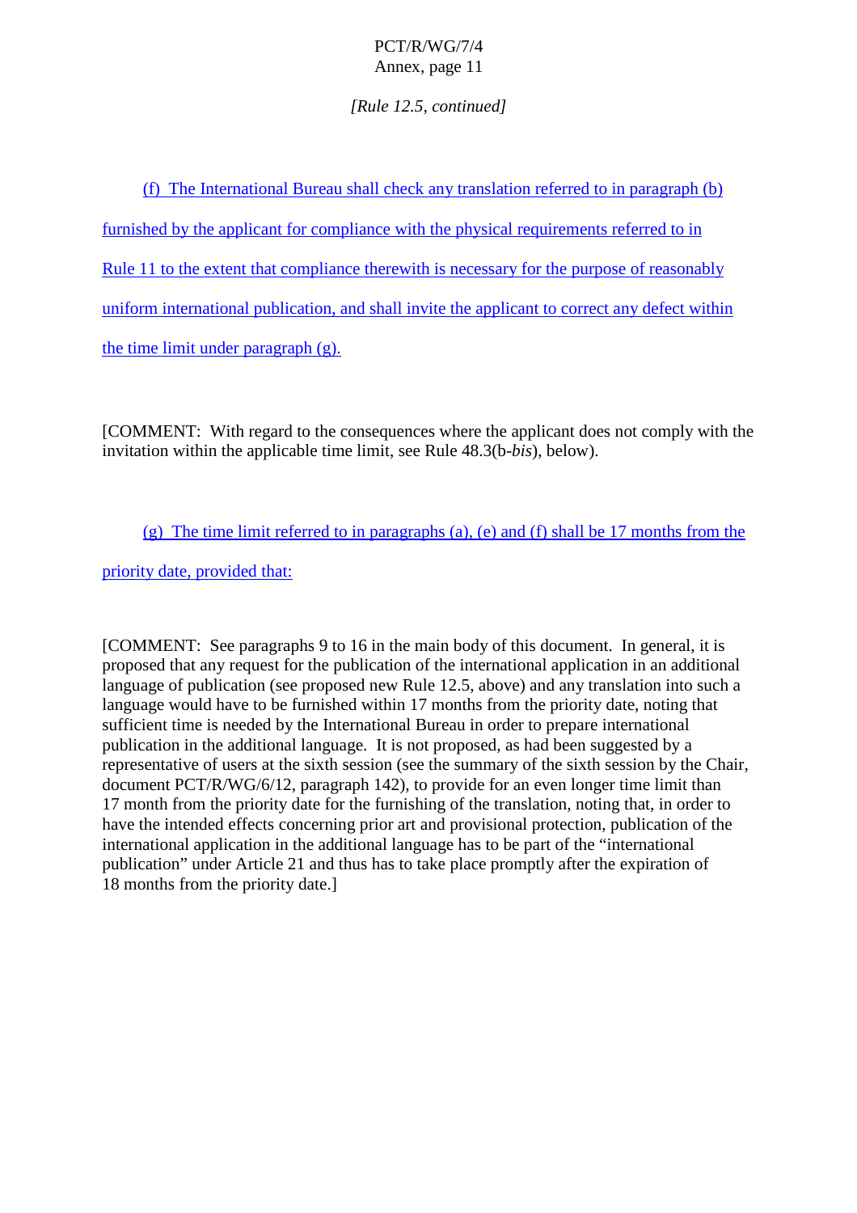*[Rule 12.5, continued]*

(f) The International Bureau shall check any translation referred to in paragraph (b) furnished by the applicant for compliance with the physical requirements referred to in Rule 11 to the extent that compliance therewith is necessary for the purpose of reasonably uniform international publication, and shall invite the applicant to correct any defect within the time limit under paragraph (g).

[COMMENT: With regard to the consequences where the applicant does not comply with the invitation within the applicable time limit, see Rule 48.3(b-*bis*), below).

(g) The time limit referred to in paragraphs (a), (e) and (f) shall be 17 months from the priority date, provided that:

[COMMENT: See paragraphs 9 to 16 in the main body of this document. In general, it is proposed that any request for the publication of the international application in an additional language of publication (see proposed new Rule 12.5, above) and any translation into such a language would have to be furnished within 17 months from the priority date, noting that sufficient time is needed by the International Bureau in order to prepare international publication in the additional language. It is not proposed, as had been suggested by a representative of users at the sixth session (see the summary of the sixth session by the Chair, document PCT/R/WG/6/12, paragraph 142), to provide for an even longer time limit than 17 month from the priority date for the furnishing of the translation, noting that, in order to have the intended effects concerning prior art and provisional protection, publication of the international application in the additional language has to be part of the "international publication" under Article 21 and thus has to take place promptly after the expiration of 18 months from the priority date.]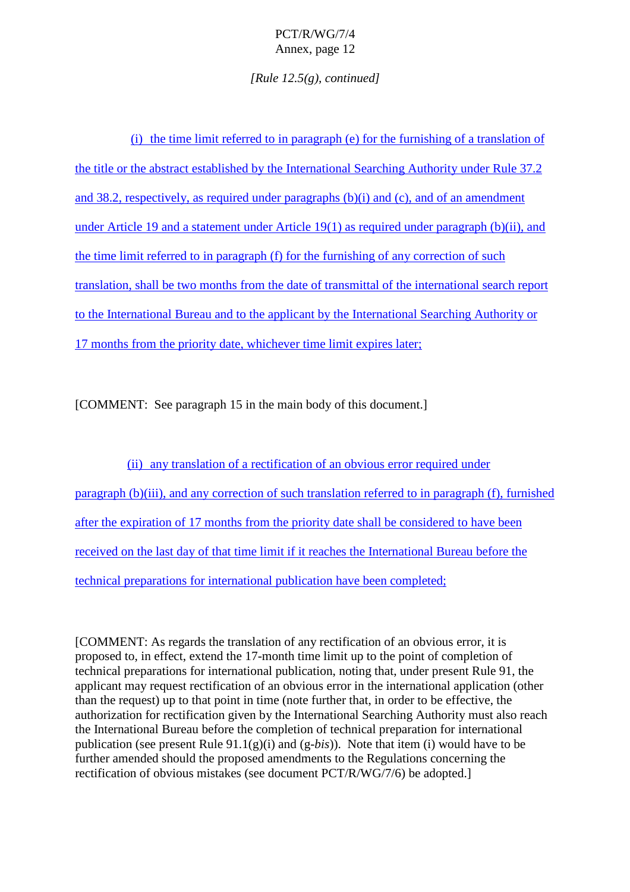[Rule 12.5(g), continued]

(i) the time limit referred to in paragraph (e) for the furnishing of a translation of the title or the abstract established by the International Searching Authority under Rule 37.2 and 38.2, respectively, as required under paragraphs (b)(i) and (c), and of an amendment under Article 19 and a statement under Article 19(1) as required under paragraph (b)(ii), and the time limit referred to in paragraph (f) for the furnishing of any correction of such translation, shall be two months from the date of transmittal of the international search report to the International Bureau and to the applicant by the International Searching Authority or 17 months from the priority date, whichever time limit expires later;

[COMMENT: See paragraph 15 in the main body of this document.]

(ii) any translation of a rectification of an obvious error required under paragraph (b)(iii), and any correction of such translation referred to in paragraph (f), furnished after the expiration of 17 months from the priority date shall be considered to have been received on the last day of that time limit if it reaches the International Bureau before the technical preparations for international publication have been completed;

[COMMENT: As regards the translation of any rectification of an obvious error, it is proposed to, in effect, extend the 17-month time limit up to the point of completion of technical preparations for international publication, noting that, under present Rule 91, the applicant may request rectification of an obvious error in the international application (other than the request) up to that point in time (note further that, in order to be effective, the authorization for rectification given by the International Searching Authority must also reach the International Bureau before the completion of technical preparation for international publication (see present Rule 91.1(g)(i) and (g-*bis*)). Note that item (i) would have to be further amended should the proposed amendments to the Regulations concerning the rectification of obvious mistakes (see document PCT/R/WG/7/6) be adopted.]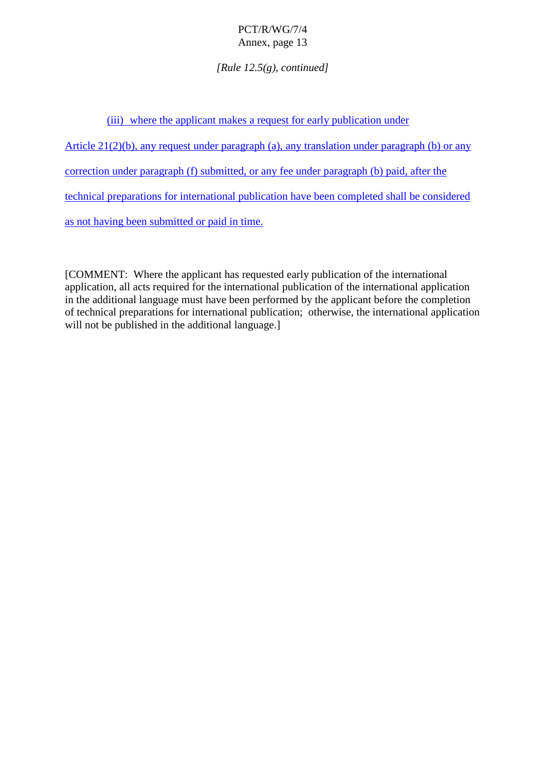*[Rule 12.5(g), continued]*

(iii) where the applicant makes a request for early publication under Article 21(2)(b), any request under paragraph (a), any translation under paragraph (b) or any correction under paragraph (f) submitted, or any fee under paragraph (b) paid, after the technical preparations for international publication have been completed shall be considered as not having been submitted or paid in time.

[COMMENT: Where the applicant has requested early publication of the international application, all acts required for the international publication of the international application in the additional language must have been performed by the applicant before the completion of technical preparations for international publication; otherwise, the international application will not be published in the additional language.]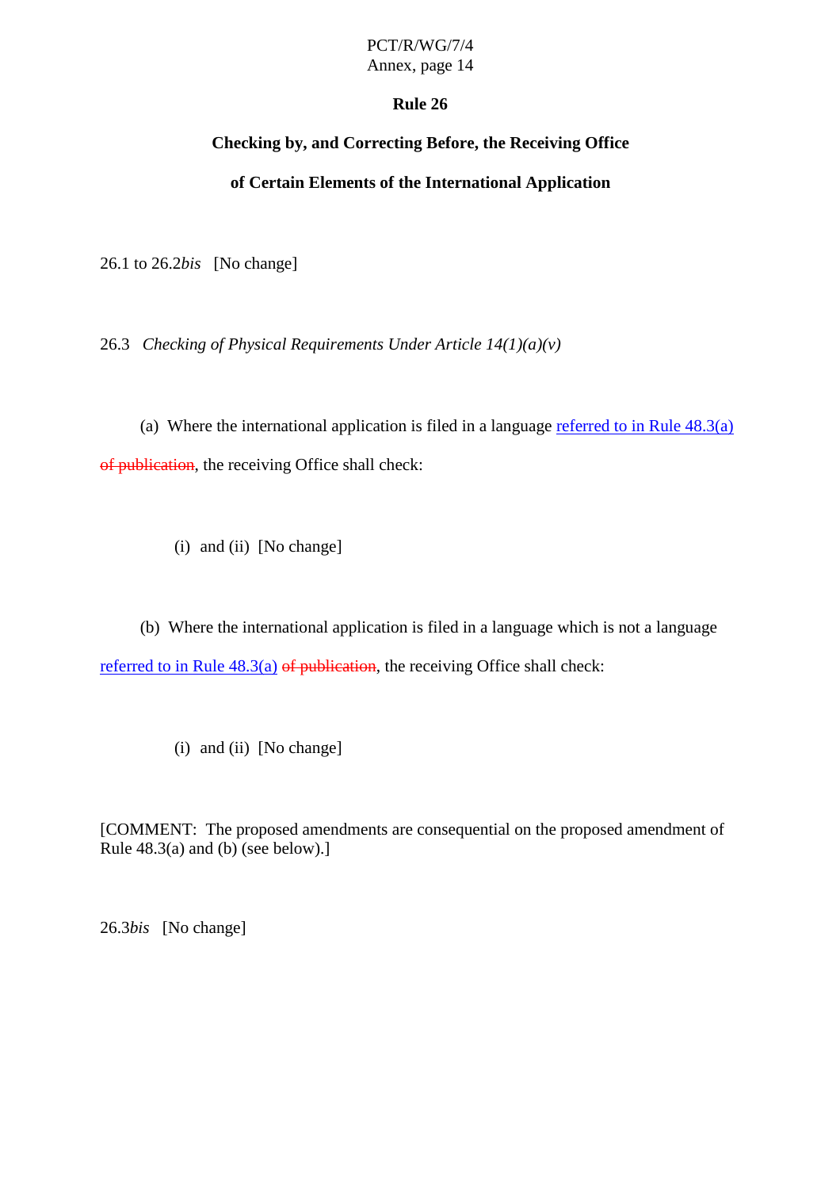**Rule 26**

**Checking by, and Correcting Before, the Receiving Office**

**of Certain Elements of the International Application**

26.1 to 26.2*bis* [No change]

26.3 *Checking of Physical Requirements Under Article 14(1)(a)(v)*

(a) Where the international application is filed in a language referred to in Rule 48.3(a) ~~of publication~~, the receiving Office shall check:

(i) and (ii) [No change]

(b) Where the international application is filed in a language which is not a language referred to in Rule 48.3(a) ~~of publication~~, the receiving Office shall check:

(i) and (ii) [No change]

[COMMENT: The proposed amendments are consequential on the proposed amendment of Rule 48.3(a) and (b) (see below).]

26.3*bis* [No change]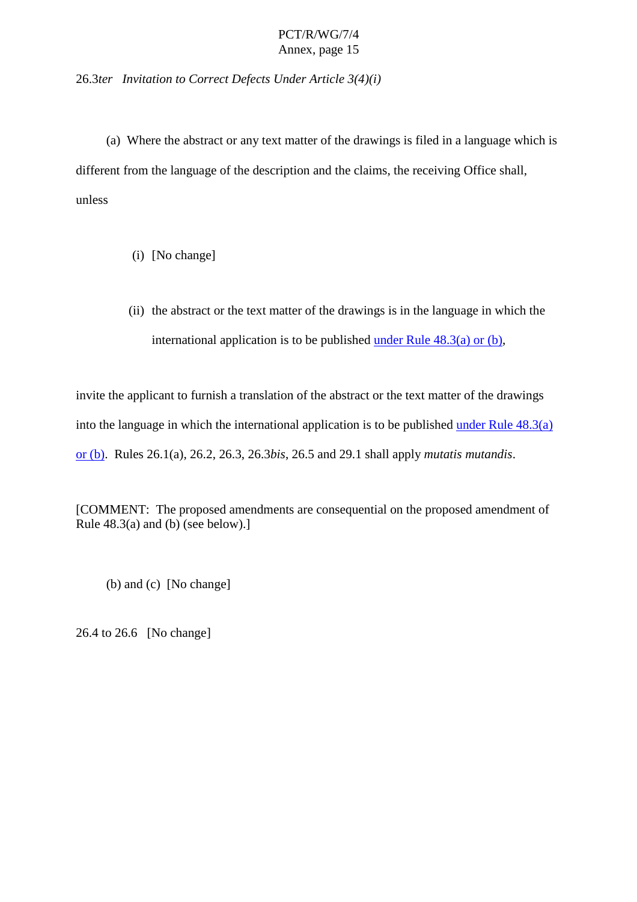26.3*ter* *Invitation to Correct Defects Under Article 3(4)(i)*

(a) Where the abstract or any text matter of the drawings is filed in a language which is different from the language of the description and the claims, the receiving Office shall, unless

(i) [No change]

(ii) the abstract or the text matter of the drawings is in the language in which the international application is to be published under Rule 48.3(a) or (b),

invite the applicant to furnish a translation of the abstract or the text matter of the drawings into the language in which the international application is to be published under Rule 48.3(a) or (b). Rules 26.1(a), 26.2, 26.3, 26.3*bis*, 26.5 and 29.1 shall apply *mutatis mutandis*.

[COMMENT: The proposed amendments are consequential on the proposed amendment of Rule 48.3(a) and (b) (see below).]

(b) and (c) [No change]

26.4 to 26.6 [No change]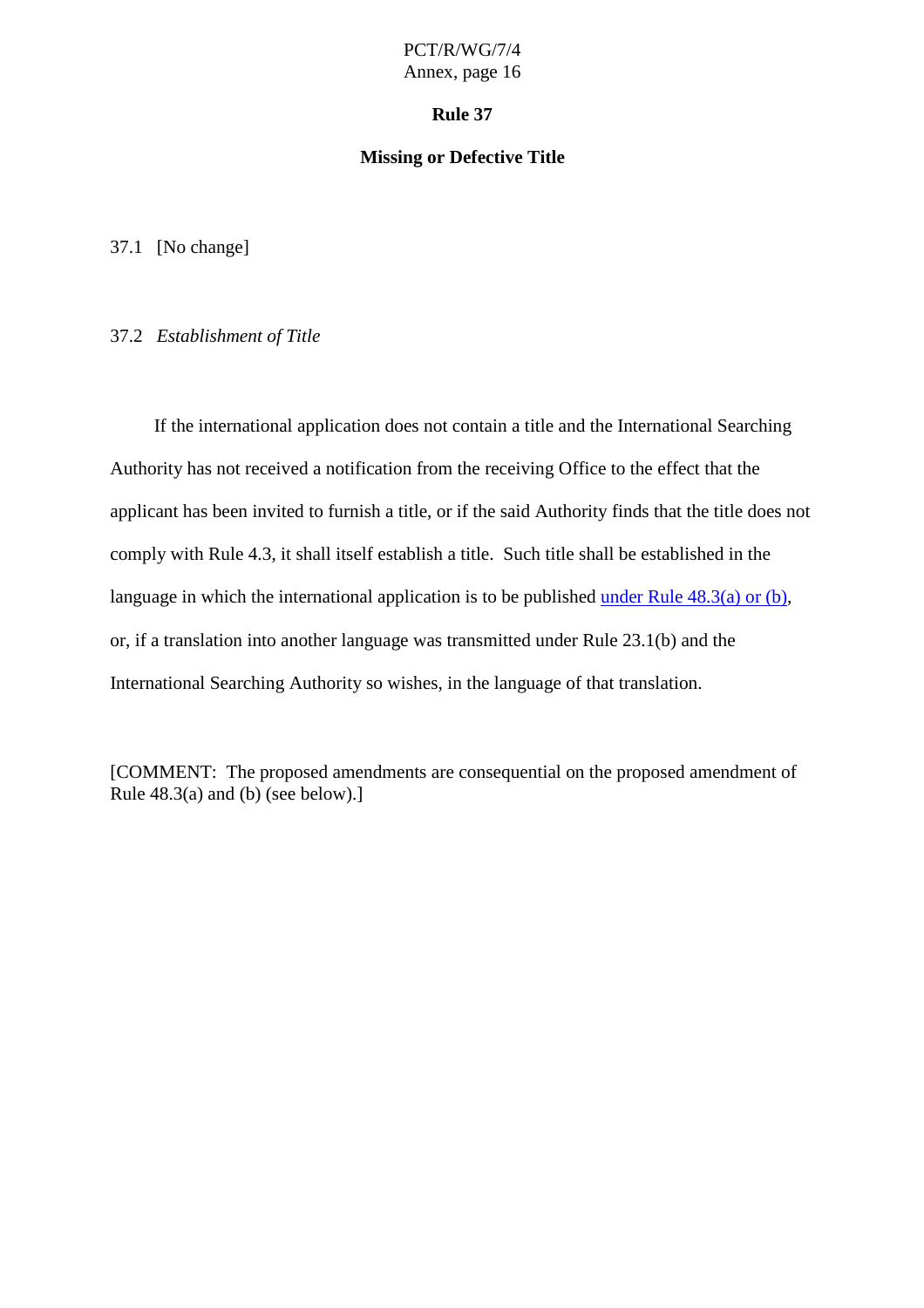# Rule 37

## Missing or Defective Title

37.1 [No change]

37.2 *Establishment of Title*

If the international application does not contain a title and the International Searching Authority has not received a notification from the receiving Office to the effect that the applicant has been invited to furnish a title, or if the said Authority finds that the title does not comply with Rule 4.3, it shall itself establish a title. Such title shall be established in the language in which the international application is to be published under Rule 48.3(a) or (b), or, if a translation into another language was transmitted under Rule 23.1(b) and the International Searching Authority so wishes, in the language of that translation.

[COMMENT: The proposed amendments are consequential on the proposed amendment of Rule 48.3(a) and (b) (see below).]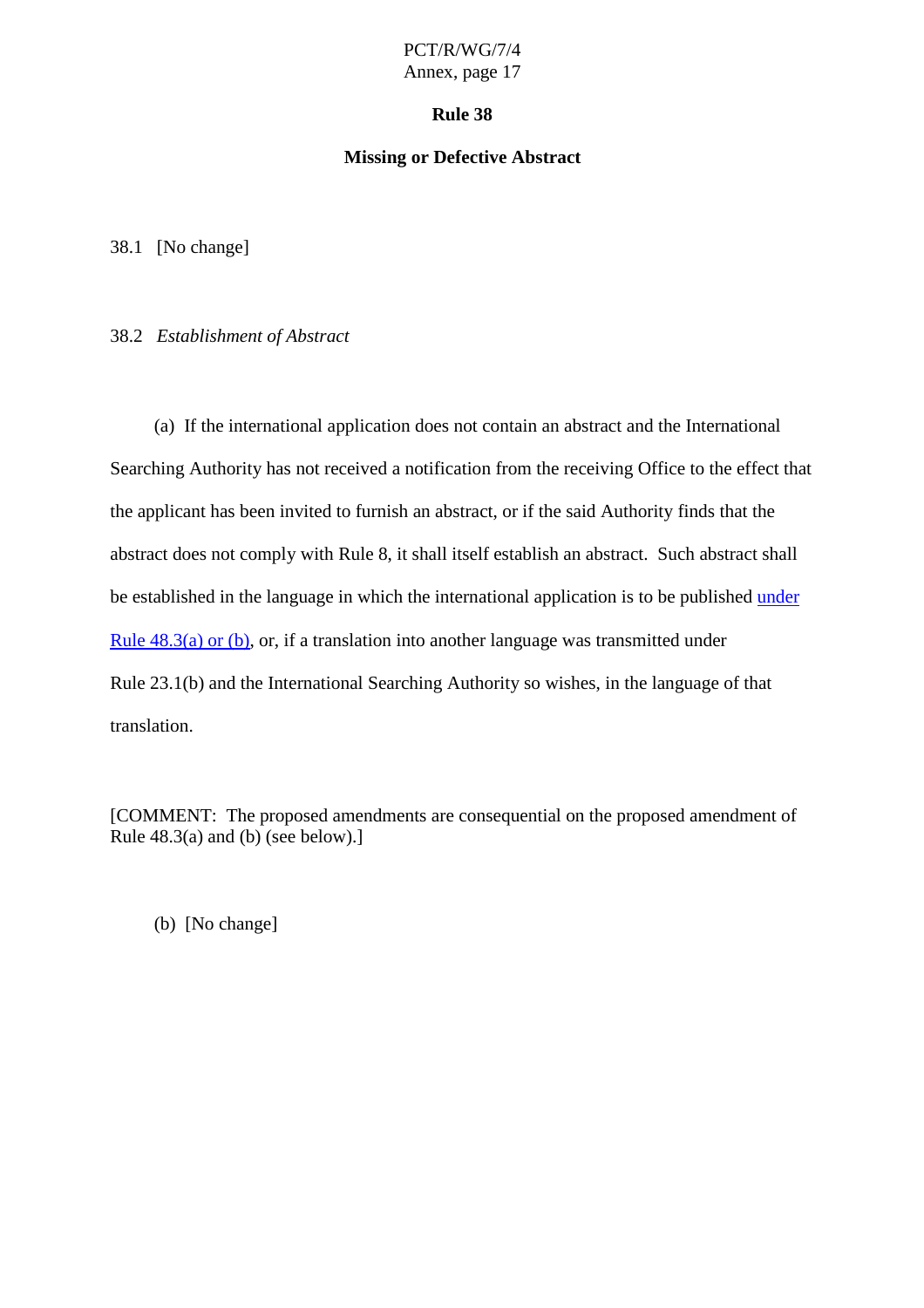## Rule 38

## Missing or Defective Abstract

38.1 [No change]

38.2 *Establishment of Abstract*

(a) If the international application does not contain an abstract and the International Searching Authority has not received a notification from the receiving Office to the effect that the applicant has been invited to furnish an abstract, or if the said Authority finds that the abstract does not comply with Rule 8, it shall itself establish an abstract. Such abstract shall be established in the language in which the international application is to be published under Rule 48.3(a) or (b), or, if a translation into another language was transmitted under Rule 23.1(b) and the International Searching Authority so wishes, in the language of that translation.

[COMMENT: The proposed amendments are consequential on the proposed amendment of Rule 48.3(a) and (b) (see below).]

(b) [No change]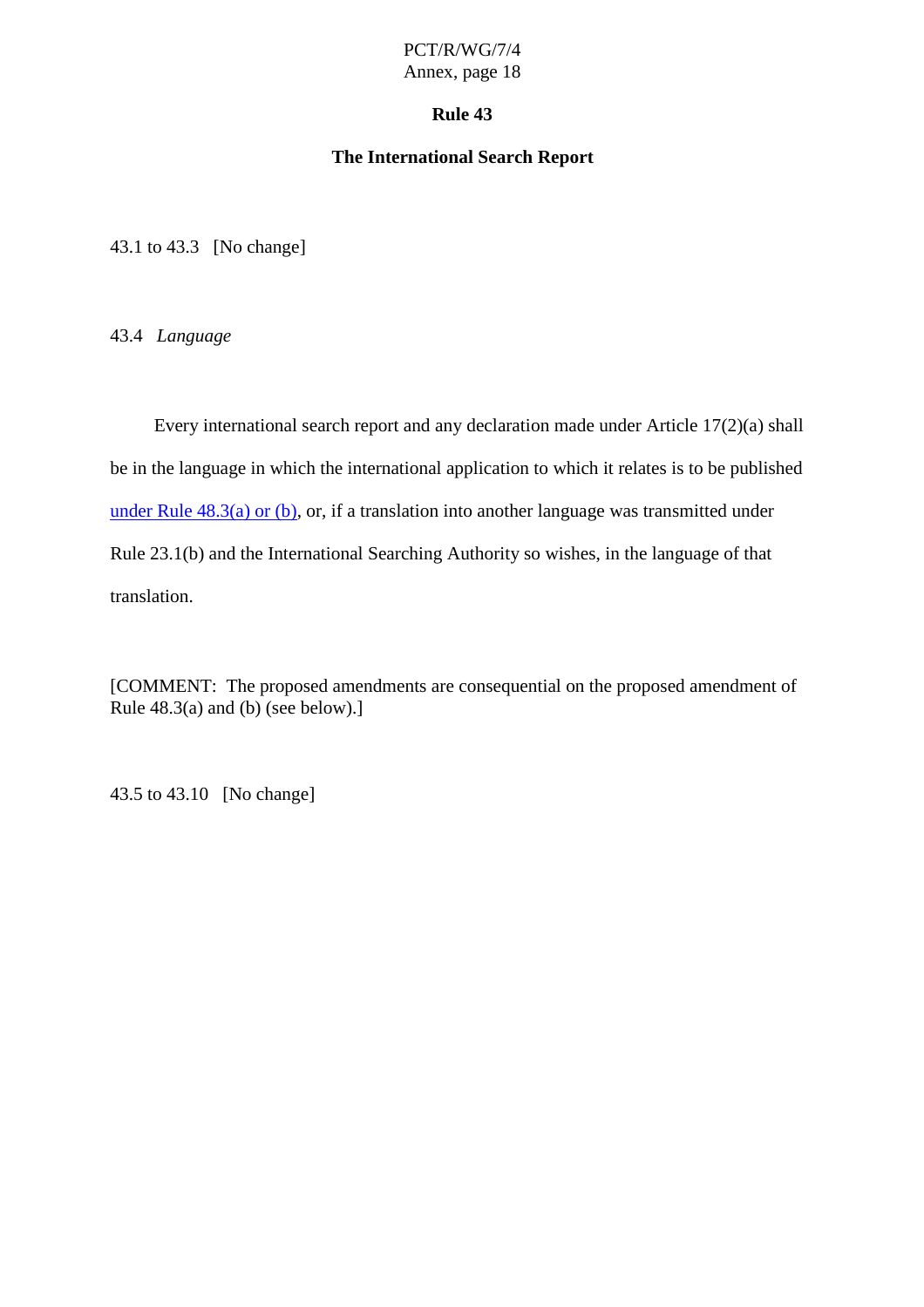# Rule 43

## The International Search Report

43.1 to 43.3 [No change]

43.4 *Language*

Every international search report and any declaration made under Article 17(2)(a) shall be in the language in which the international application to which it relates is to be published under Rule 48.3(a) or (b), or, if a translation into another language was transmitted under Rule 23.1(b) and the International Searching Authority so wishes, in the language of that translation.

[COMMENT: The proposed amendments are consequential on the proposed amendment of Rule 48.3(a) and (b) (see below).]

43.5 to 43.10 [No change]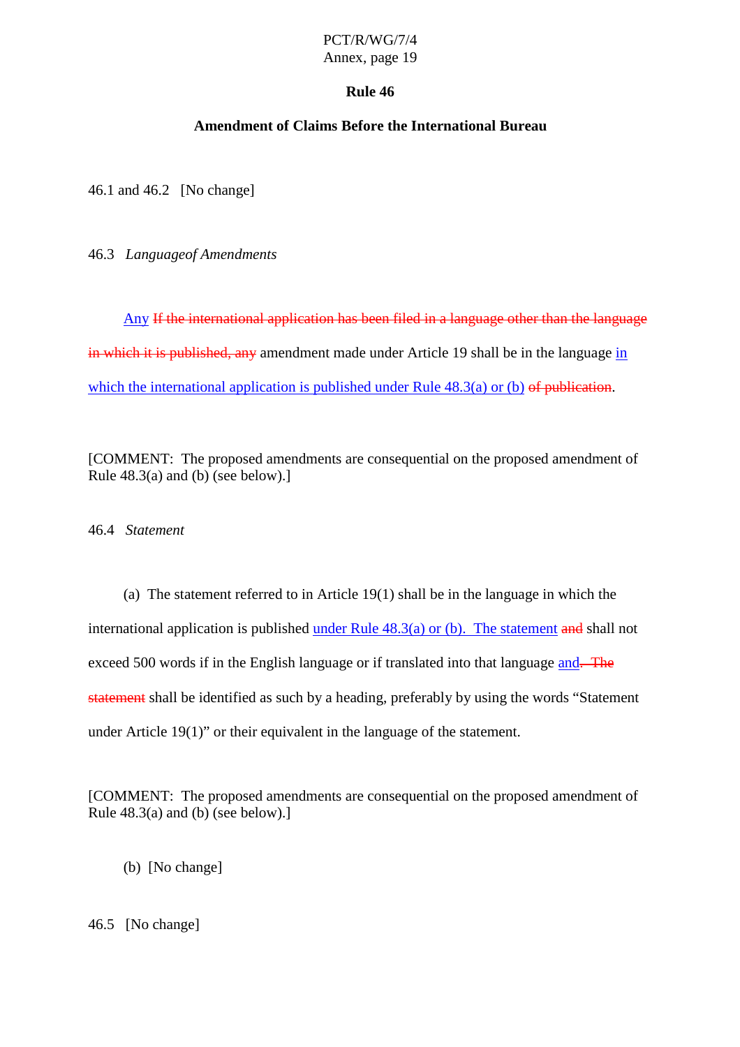# Rule 46

## Amendment of Claims Before the International Bureau

46.1 and 46.2 [No change]

46.3 *Languageof Amendments*

Any ~~If the international application has been filed in a language other than the language in which it is published, any~~ amendment made under Article 19 shall be in the language in which the international application is published under Rule 48.3(a) or (b) ~~of publication~~.

[COMMENT: The proposed amendments are consequential on the proposed amendment of Rule 48.3(a) and (b) (see below).]

46.4 *Statement*

(a) The statement referred to in Article 19(1) shall be in the language in which the international application is published under Rule 48.3(a) or (b). The statement ~~and~~ shall not exceed 500 words if in the English language or if translated into that language and~~. The statement~~ shall be identified as such by a heading, preferably by using the words "Statement under Article 19(1)" or their equivalent in the language of the statement.

[COMMENT: The proposed amendments are consequential on the proposed amendment of Rule 48.3(a) and (b) (see below).]

(b) [No change]

46.5 [No change]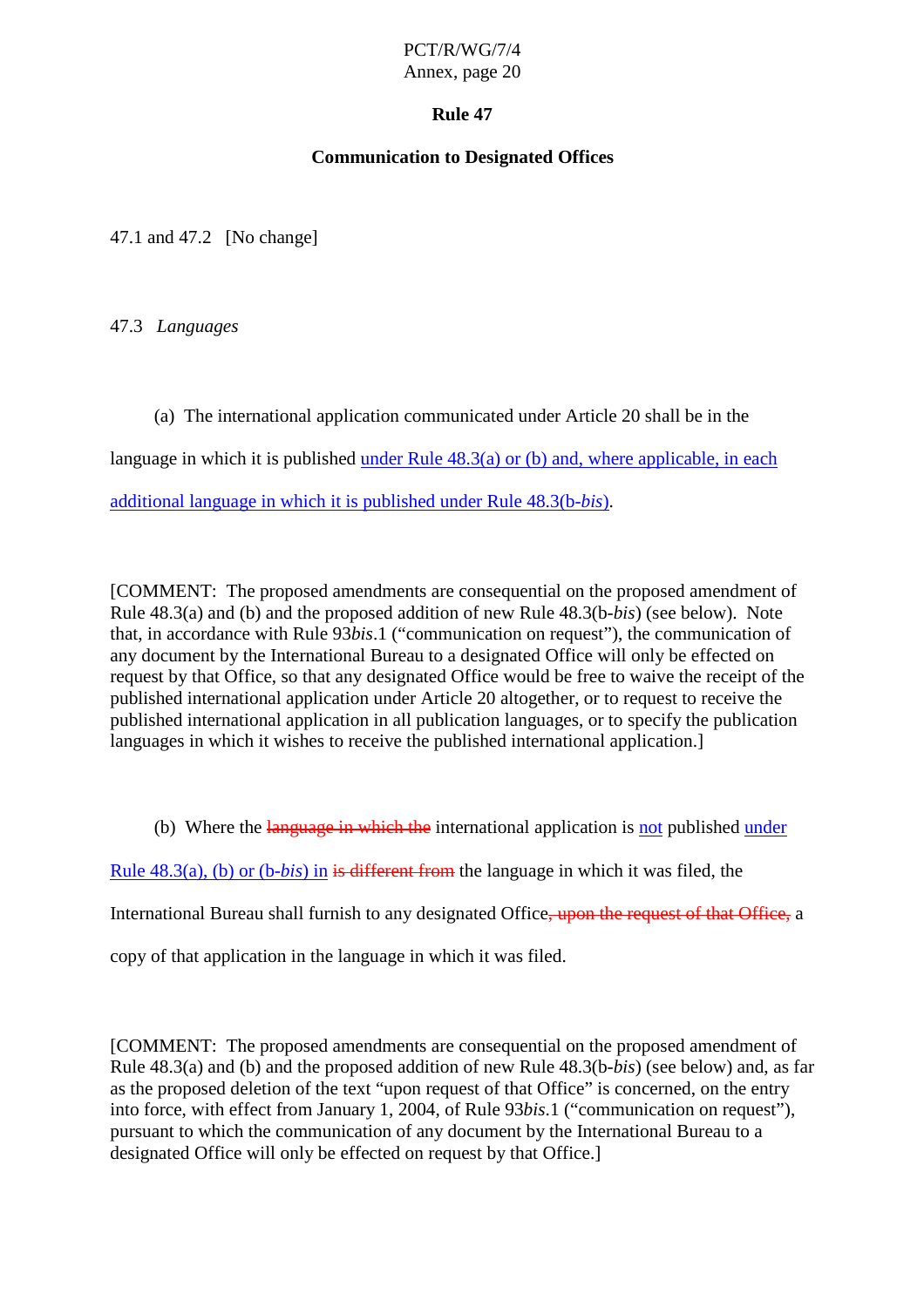# Rule 47

## Communication to Designated Offices

47.1 and 47.2 [No change]

47.3 *Languages*

(a) The international application communicated under Article 20 shall be in the language in which it is published under Rule 48.3(a) or (b) and, where applicable, in each additional language in which it is published under Rule 48.3(b-*bis*).

[COMMENT: The proposed amendments are consequential on the proposed amendment of Rule 48.3(a) and (b) and the proposed addition of new Rule 48.3(b-*bis*) (see below). Note that, in accordance with Rule 93*bis*.1 ("communication on request"), the communication of any document by the International Bureau to a designated Office will only be effected on request by that Office, so that any designated Office would be free to waive the receipt of the published international application under Article 20 altogether, or to request to receive the published international application in all publication languages, or to specify the publication languages in which it wishes to receive the published international application.]

(b) Where the ~~language in which the~~ international application is not published under Rule 48.3(a), (b) or (b-*bis*) in ~~is different from~~ the language in which it was filed, the International Bureau shall furnish to any designated Office~~, upon the request of that Office,~~ a copy of that application in the language in which it was filed.

[COMMENT: The proposed amendments are consequential on the proposed amendment of Rule 48.3(a) and (b) and the proposed addition of new Rule 48.3(b-*bis*) (see below) and, as far as the proposed deletion of the text "upon request of that Office" is concerned, on the entry into force, with effect from January 1, 2004, of Rule 93*bis*.1 ("communication on request"), pursuant to which the communication of any document by the International Bureau to a designated Office will only be effected on request by that Office.]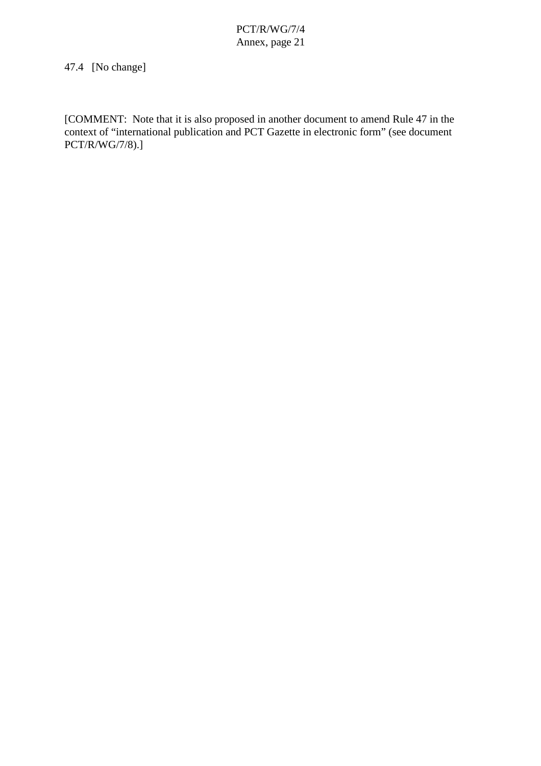47.4 [No change]

[COMMENT: Note that it is also proposed in another document to amend Rule 47 in the context of "international publication and PCT Gazette in electronic form" (see document PCT/R/WG/7/8).]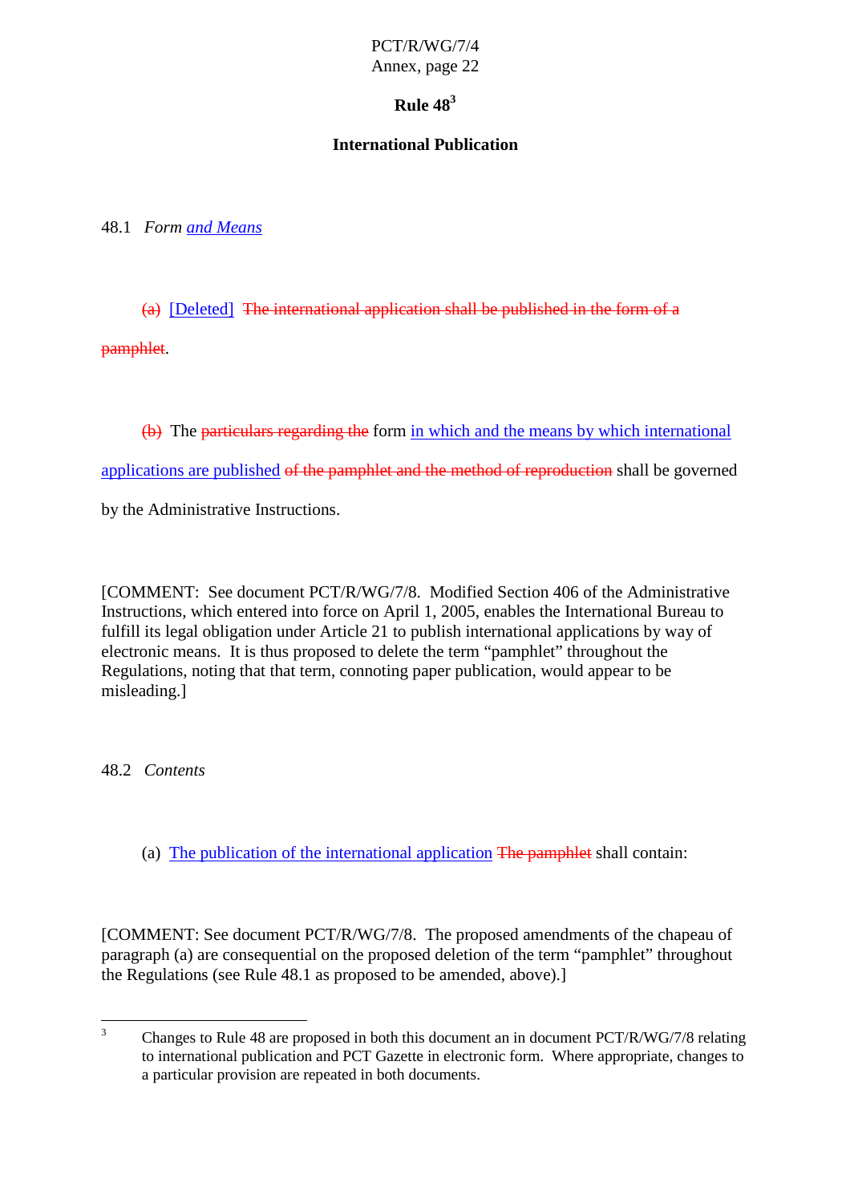# Rule 48[3]

## International Publication

48.1 *Form and Means*

(a) [Deleted] ~~The international application shall be published in the form of a pamphlet~~.

~~(b)~~ The ~~particulars regarding the~~ form in which and the means by which international applications are published ~~of the pamphlet and the method of reproduction~~ shall be governed by the Administrative Instructions.

[COMMENT: See document PCT/R/WG/7/8. Modified Section 406 of the Administrative Instructions, which entered into force on April 1, 2005, enables the International Bureau to fulfill its legal obligation under Article 21 to publish international applications by way of electronic means. It is thus proposed to delete the term "pamphlet" throughout the Regulations, noting that that term, connoting paper publication, would appear to be misleading.]

48.2 *Contents*

(a) The publication of the international application ~~The pamphlet~~ shall contain:

[COMMENT: See document PCT/R/WG/7/8. The proposed amendments of the chapeau of paragraph (a) are consequential on the proposed deletion of the term "pamphlet" throughout the Regulations (see Rule 48.1 as proposed to be amended, above).]

---

[3] Changes to Rule 48 are proposed in both this document an in document PCT/R/WG/7/8 relating to international publication and PCT Gazette in electronic form. Where appropriate, changes to a particular provision are repeated in both documents.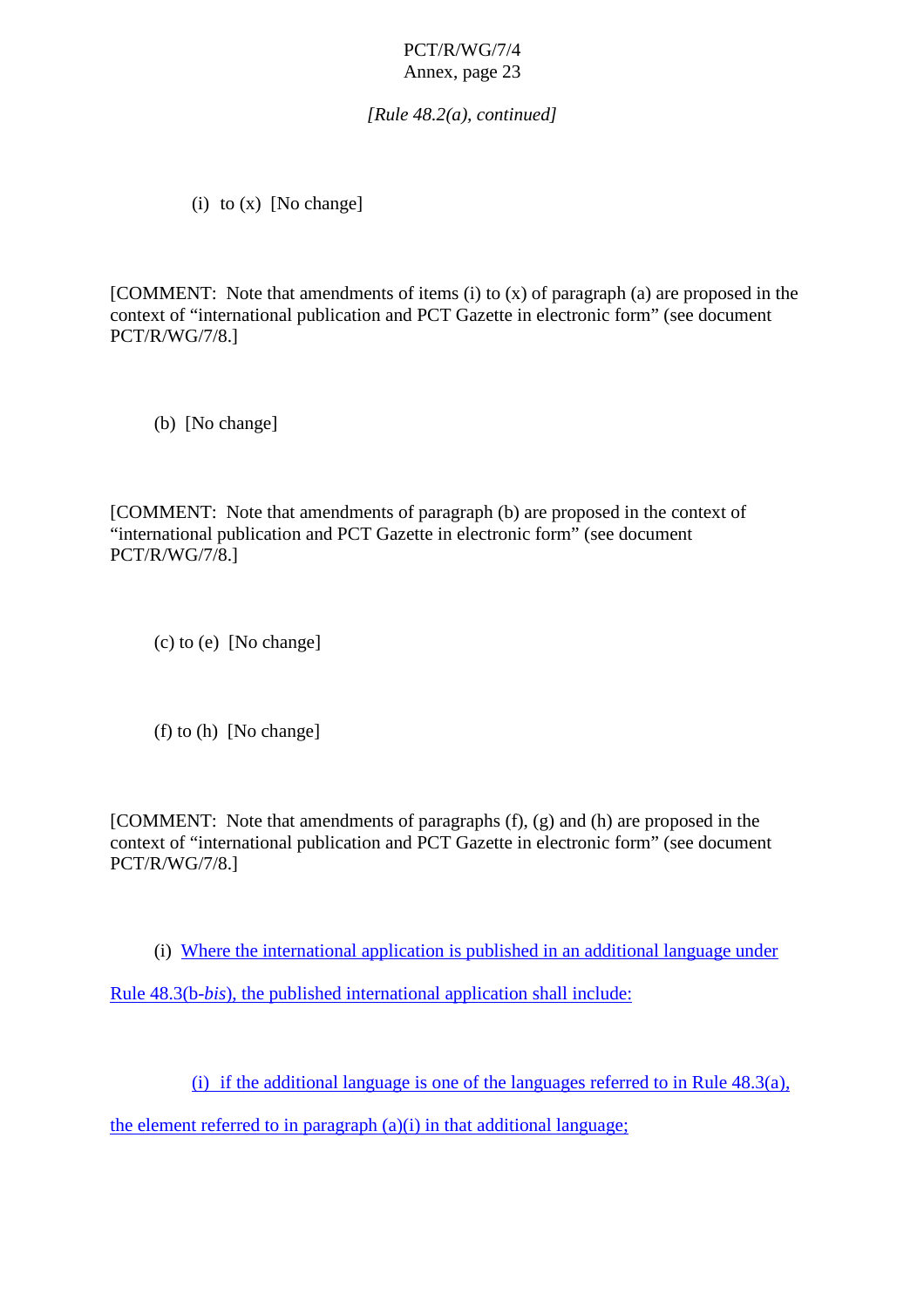*[Rule 48.2(a), continued]*

(i) to (x) [No change]

[COMMENT: Note that amendments of items (i) to (x) of paragraph (a) are proposed in the context of “international publication and PCT Gazette in electronic form” (see document PCT/R/WG/7/8.]

(b) [No change]

[COMMENT: Note that amendments of paragraph (b) are proposed in the context of “international publication and PCT Gazette in electronic form” (see document PCT/R/WG/7/8.]

(c) to (e) [No change]

(f) to (h) [No change]

[COMMENT: Note that amendments of paragraphs (f), (g) and (h) are proposed in the context of “international publication and PCT Gazette in electronic form” (see document PCT/R/WG/7/8.]

(i) Where the international application is published in an additional language under Rule 48.3(b-*bis*), the published international application shall include:

(i) if the additional language is one of the languages referred to in Rule 48.3(a), the element referred to in paragraph (a)(i) in that additional language;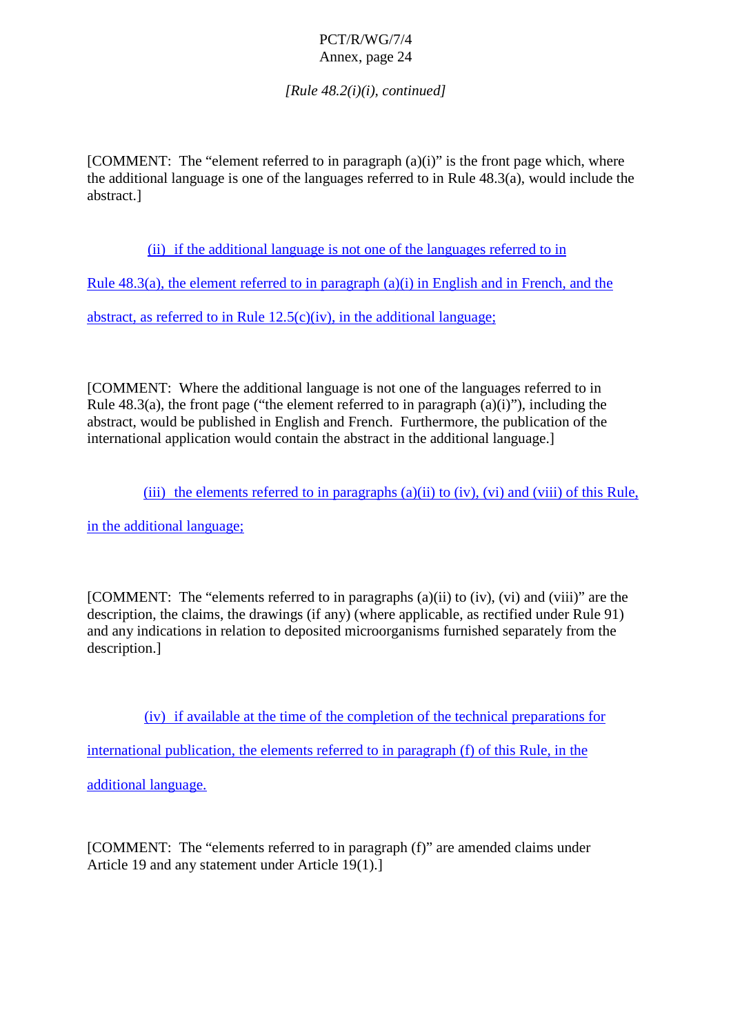*[Rule 48.2(i)(i), continued]*

[COMMENT: The "element referred to in paragraph (a)(i)" is the front page which, where the additional language is one of the languages referred to in Rule 48.3(a), would include the abstract.]

<u>(ii) if the additional language is not one of the languages referred to in Rule 48.3(a), the element referred to in paragraph (a)(i) in English and in French, and the abstract, as referred to in Rule 12.5(c)(iv), in the additional language;</u>

[COMMENT: Where the additional language is not one of the languages referred to in Rule 48.3(a), the front page ("the element referred to in paragraph (a)(i)"), including the abstract, would be published in English and French. Furthermore, the publication of the international application would contain the abstract in the additional language.]

<u>(iii) the elements referred to in paragraphs (a)(ii) to (iv), (vi) and (viii) of this Rule, in the additional language;</u>

[COMMENT: The "elements referred to in paragraphs (a)(ii) to (iv), (vi) and (viii)" are the description, the claims, the drawings (if any) (where applicable, as rectified under Rule 91) and any indications in relation to deposited microorganisms furnished separately from the description.]

<u>(iv) if available at the time of the completion of the technical preparations for international publication, the elements referred to in paragraph (f) of this Rule, in the additional language.</u>

[COMMENT: The "elements referred to in paragraph (f)" are amended claims under Article 19 and any statement under Article 19(1).]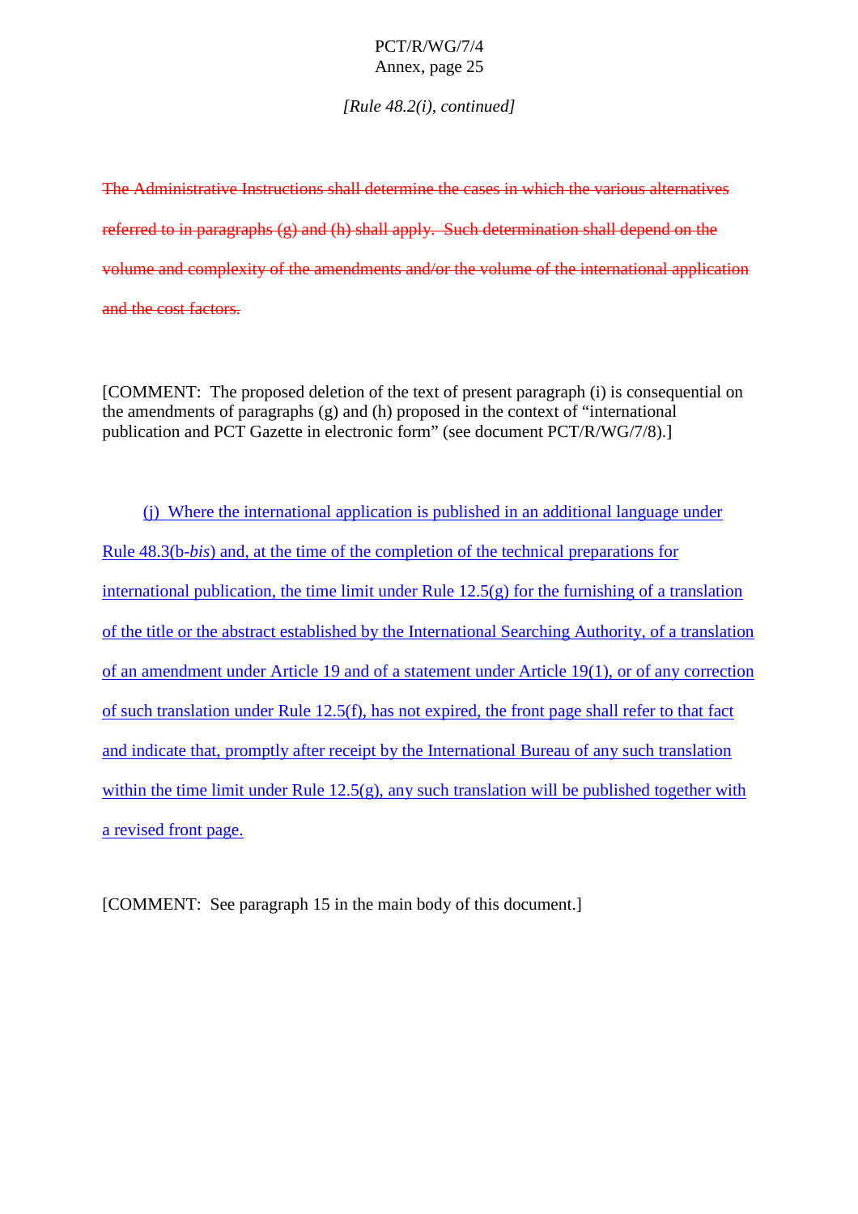*[Rule 48.2(i), continued]*

~~The Administrative Instructions shall determine the cases in which the various alternatives referred to in paragraphs (g) and (h) shall apply. Such determination shall depend on the volume and complexity of the amendments and/or the volume of the international application and the cost factors.~~

[COMMENT: The proposed deletion of the text of present paragraph (i) is consequential on the amendments of paragraphs (g) and (h) proposed in the context of "international publication and PCT Gazette in electronic form" (see document PCT/R/WG/7/8).]

<u>(j) Where the international application is published in an additional language under Rule 48.3(b-*bis*) and, at the time of the completion of the technical preparations for international publication, the time limit under Rule 12.5(g) for the furnishing of a translation of the title or the abstract established by the International Searching Authority, of a translation of an amendment under Article 19 and of a statement under Article 19(1), or of any correction of such translation under Rule 12.5(f), has not expired, the front page shall refer to that fact and indicate that, promptly after receipt by the International Bureau of any such translation within the time limit under Rule 12.5(g), any such translation will be published together with a revised front page.</u>

[COMMENT: See paragraph 15 in the main body of this document.]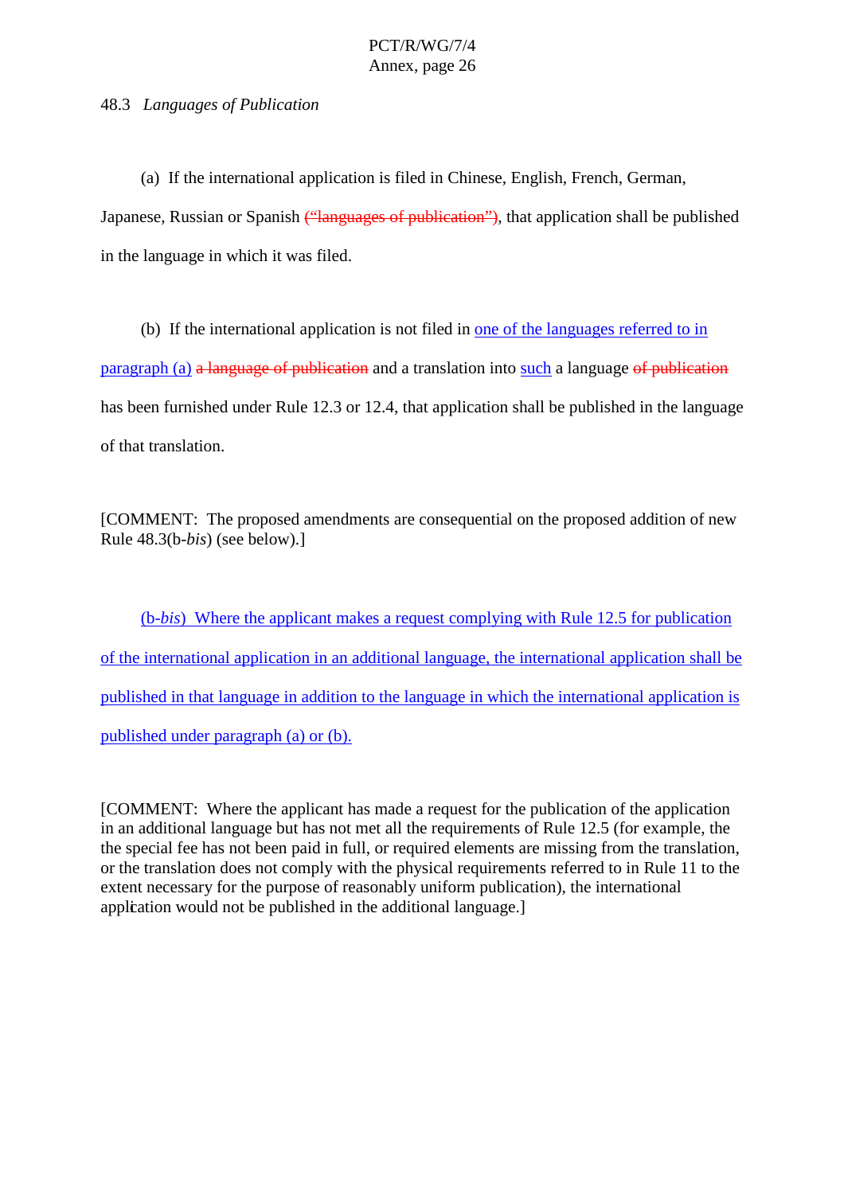48.3 *Languages of Publication*

(a) If the international application is filed in Chinese, English, French, German, Japanese, Russian or Spanish ~~("languages of publication")~~, that application shall be published in the language in which it was filed.

(b) If the international application is not filed in <u>one of the languages referred to in paragraph (a)</u> ~~a language of publication~~ and a translation into <u>such</u> a language ~~of publication~~ has been furnished under Rule 12.3 or 12.4, that application shall be published in the language of that translation.

[COMMENT: The proposed amendments are consequential on the proposed addition of new Rule 48.3(b-*bis*) (see below).]

<u>(b-*bis*) Where the applicant makes a request complying with Rule 12.5 for publication of the international application in an additional language, the international application shall be published in that language in addition to the language in which the international application is published under paragraph (a) or (b).</u>

[COMMENT: Where the applicant has made a request for the publication of the application in an additional language but has not met all the requirements of Rule 12.5 (for example, the the special fee has not been paid in full, or required elements are missing from the translation, or the translation does not comply with the physical requirements referred to in Rule 11 to the extent necessary for the purpose of reasonably uniform publication), the international application would not be published in the additional language.]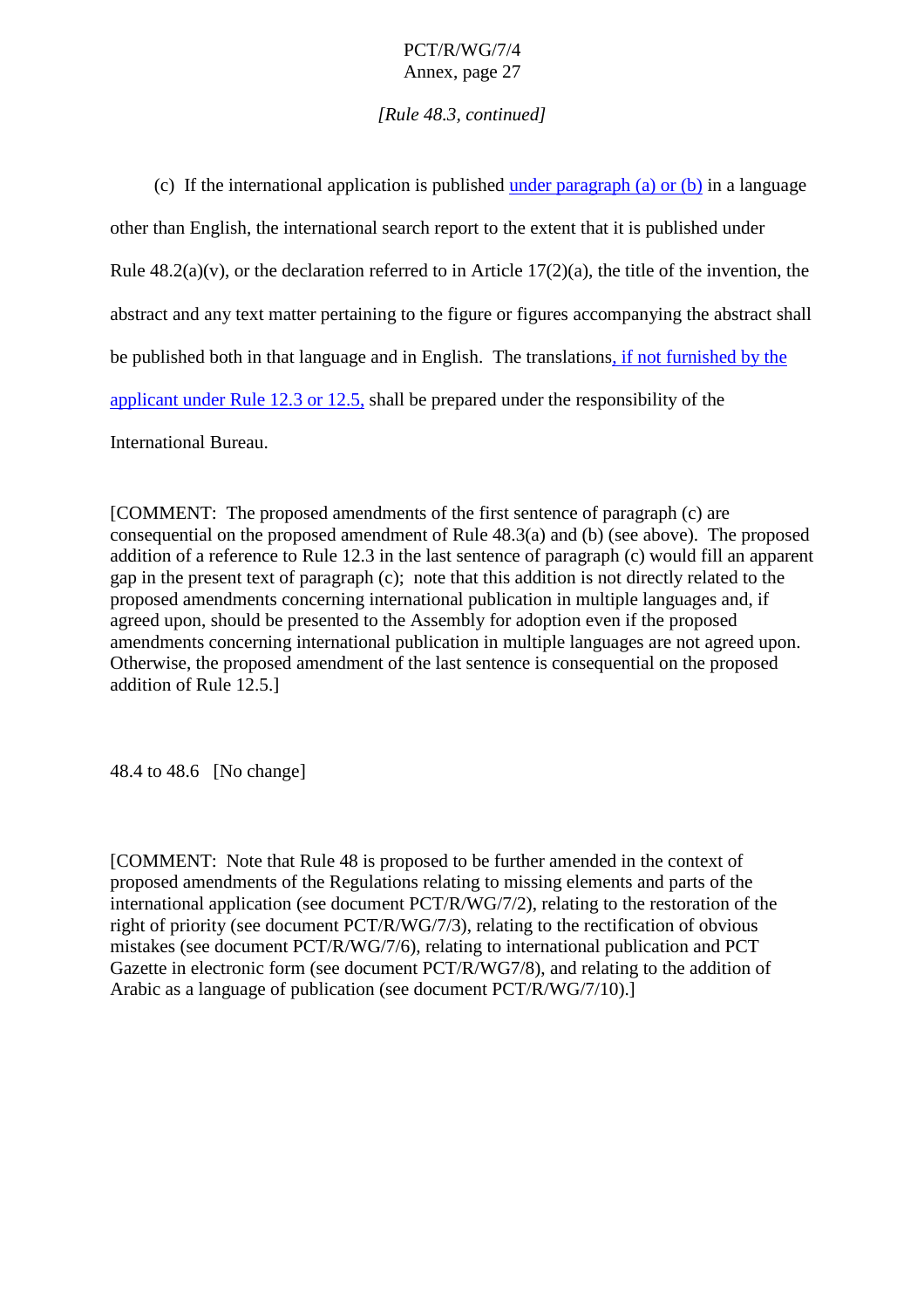*[Rule 48.3, continued]*

(c) If the international application is published under paragraph (a) or (b) in a language other than English, the international search report to the extent that it is published under Rule 48.2(a)(v), or the declaration referred to in Article 17(2)(a), the title of the invention, the abstract and any text matter pertaining to the figure or figures accompanying the abstract shall be published both in that language and in English. The translations, if not furnished by the applicant under Rule 12.3 or 12.5, shall be prepared under the responsibility of the International Bureau.

[COMMENT: The proposed amendments of the first sentence of paragraph (c) are consequential on the proposed amendment of Rule 48.3(a) and (b) (see above). The proposed addition of a reference to Rule 12.3 in the last sentence of paragraph (c) would fill an apparent gap in the present text of paragraph (c); note that this addition is not directly related to the proposed amendments concerning international publication in multiple languages and, if agreed upon, should be presented to the Assembly for adoption even if the proposed amendments concerning international publication in multiple languages are not agreed upon. Otherwise, the proposed amendment of the last sentence is consequential on the proposed addition of Rule 12.5.]

48.4 to 48.6 [No change]

[COMMENT: Note that Rule 48 is proposed to be further amended in the context of proposed amendments of the Regulations relating to missing elements and parts of the international application (see document PCT/R/WG/7/2), relating to the restoration of the right of priority (see document PCT/R/WG/7/3), relating to the rectification of obvious mistakes (see document PCT/R/WG/7/6), relating to international publication and PCT Gazette in electronic form (see document PCT/R/WG7/8), and relating to the addition of Arabic as a language of publication (see document PCT/R/WG/7/10).]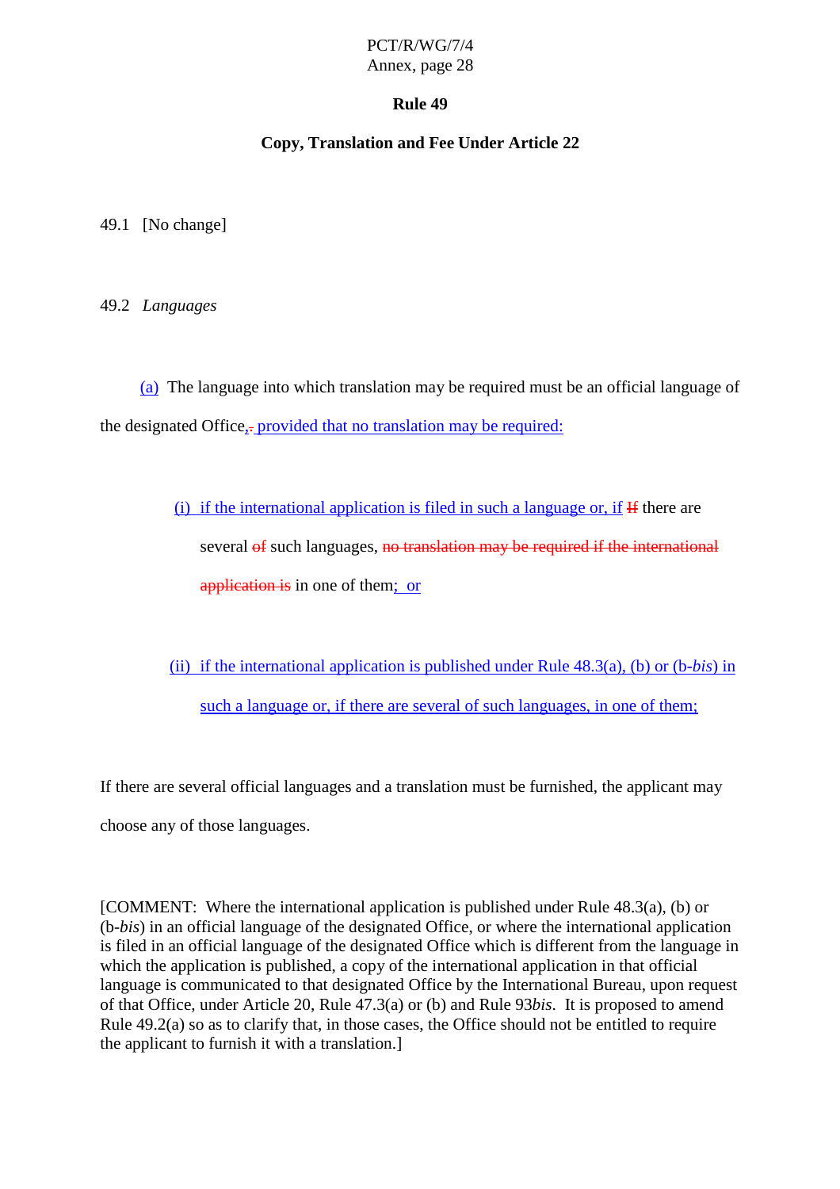## Rule 49

## Copy, Translation and Fee Under Article 22

49.1 [No change]

49.2 *Languages*

(a) The language into which translation may be required must be an official language of the designated Office, . provided that no translation may be required:

(i) if the international application is filed in such a language or, if If there are several of such languages, no translation may be required if the international application is in one of them; or

(ii) if the international application is published under Rule 48.3(a), (b) or (b-*bis*) in such a language or, if there are several of such languages, in one of them;

If there are several official languages and a translation must be furnished, the applicant may choose any of those languages.

[COMMENT: Where the international application is published under Rule 48.3(a), (b) or (b-*bis*) in an official language of the designated Office, or where the international application is filed in an official language of the designated Office which is different from the language in which the application is published, a copy of the international application in that official language is communicated to that designated Office by the International Bureau, upon request of that Office, under Article 20, Rule 47.3(a) or (b) and Rule 93*bis*. It is proposed to amend Rule 49.2(a) so as to clarify that, in those cases, the Office should not be entitled to require the applicant to furnish it with a translation.]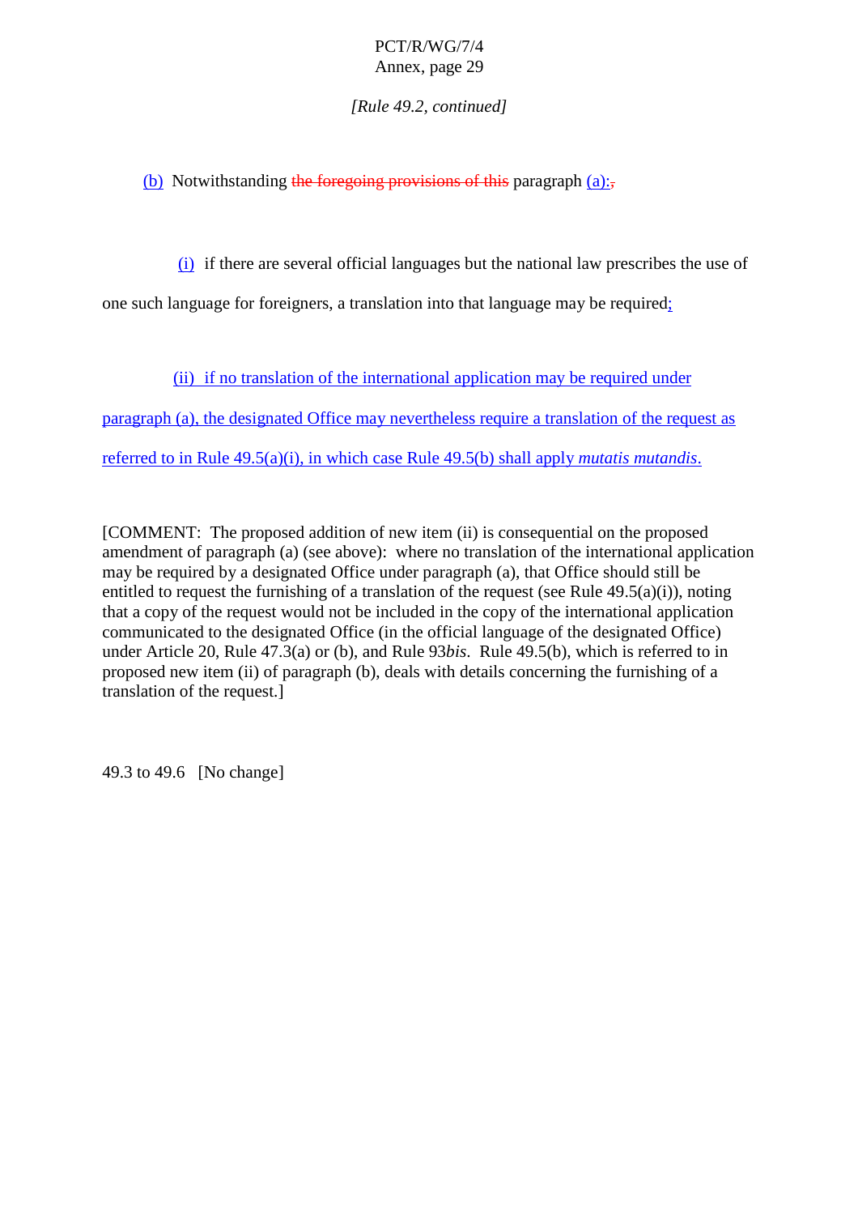*[Rule 49.2, continued]*

(b) Notwithstanding ~~the foregoing provisions of this~~ paragraph (a):~~,~~

(i) if there are several official languages but the national law prescribes the use of one such language for foreigners, a translation into that language may be required;

(ii) if no translation of the international application may be required under paragraph (a), the designated Office may nevertheless require a translation of the request as referred to in Rule 49.5(a)(i), in which case Rule 49.5(b) shall apply *mutatis mutandis*.

[COMMENT: The proposed addition of new item (ii) is consequential on the proposed amendment of paragraph (a) (see above): where no translation of the international application may be required by a designated Office under paragraph (a), that Office should still be entitled to request the furnishing of a translation of the request (see Rule 49.5(a)(i)), noting that a copy of the request would not be included in the copy of the international application communicated to the designated Office (in the official language of the designated Office) under Article 20, Rule 47.3(a) or (b), and Rule 93*bis*. Rule 49.5(b), which is referred to in proposed new item (ii) of paragraph (b), deals with details concerning the furnishing of a translation of the request.]

49.3 to 49.6 [No change]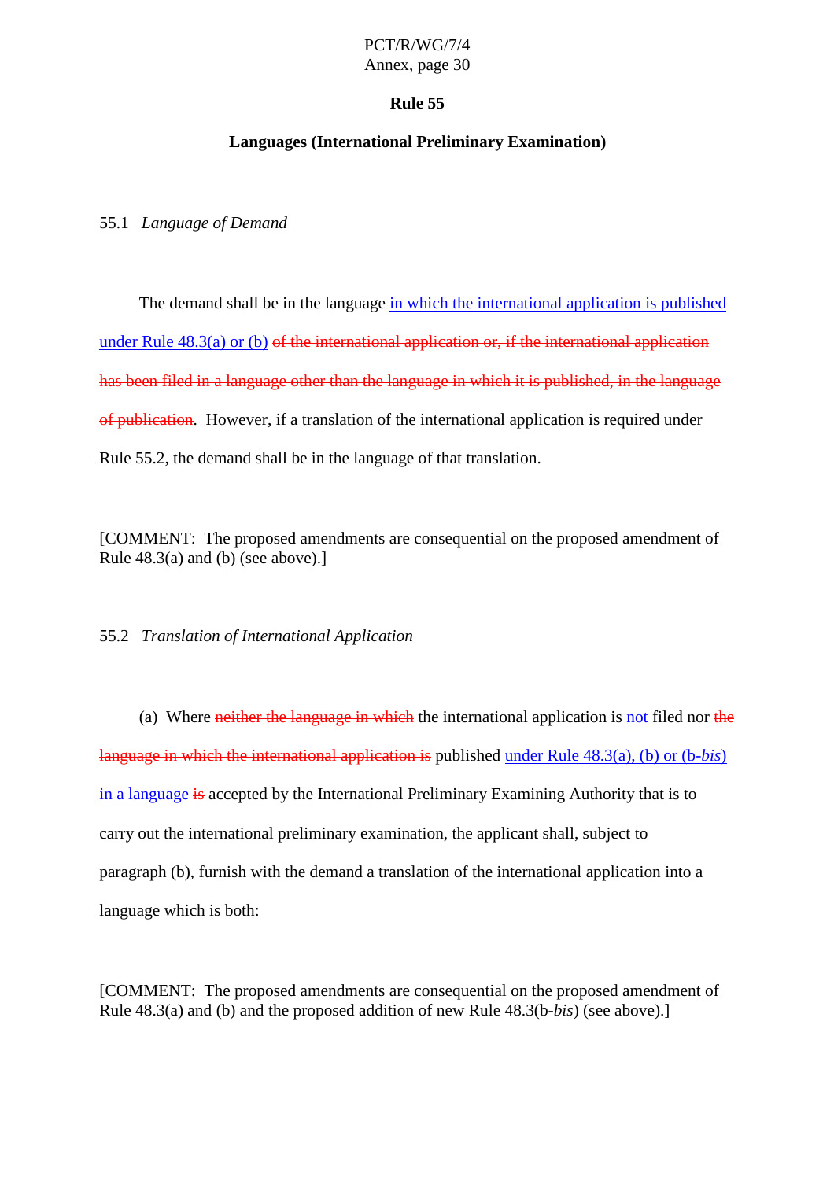## Rule 55

## Languages (International Preliminary Examination)

55.1 *Language of Demand*

The demand shall be in the language <u>in which the international application is published under Rule 48.3(a) or (b)</u> ~~of the international application or, if the international application has been filed in a language other than the language in which it is published, in the language of publication~~. However, if a translation of the international application is required under Rule 55.2, the demand shall be in the language of that translation.

[COMMENT: The proposed amendments are consequential on the proposed amendment of Rule 48.3(a) and (b) (see above).]

55.2 *Translation of International Application*

(a) Where ~~neither the language in which~~ the international application is <u>not</u> filed nor ~~the language in which the international application is~~ published <u>under Rule 48.3(a), (b) or (b-*bis*) in a language</u> ~~is~~ accepted by the International Preliminary Examining Authority that is to carry out the international preliminary examination, the applicant shall, subject to paragraph (b), furnish with the demand a translation of the international application into a language which is both:

[COMMENT: The proposed amendments are consequential on the proposed amendment of Rule 48.3(a) and (b) and the proposed addition of new Rule 48.3(b-*bis*) (see above).]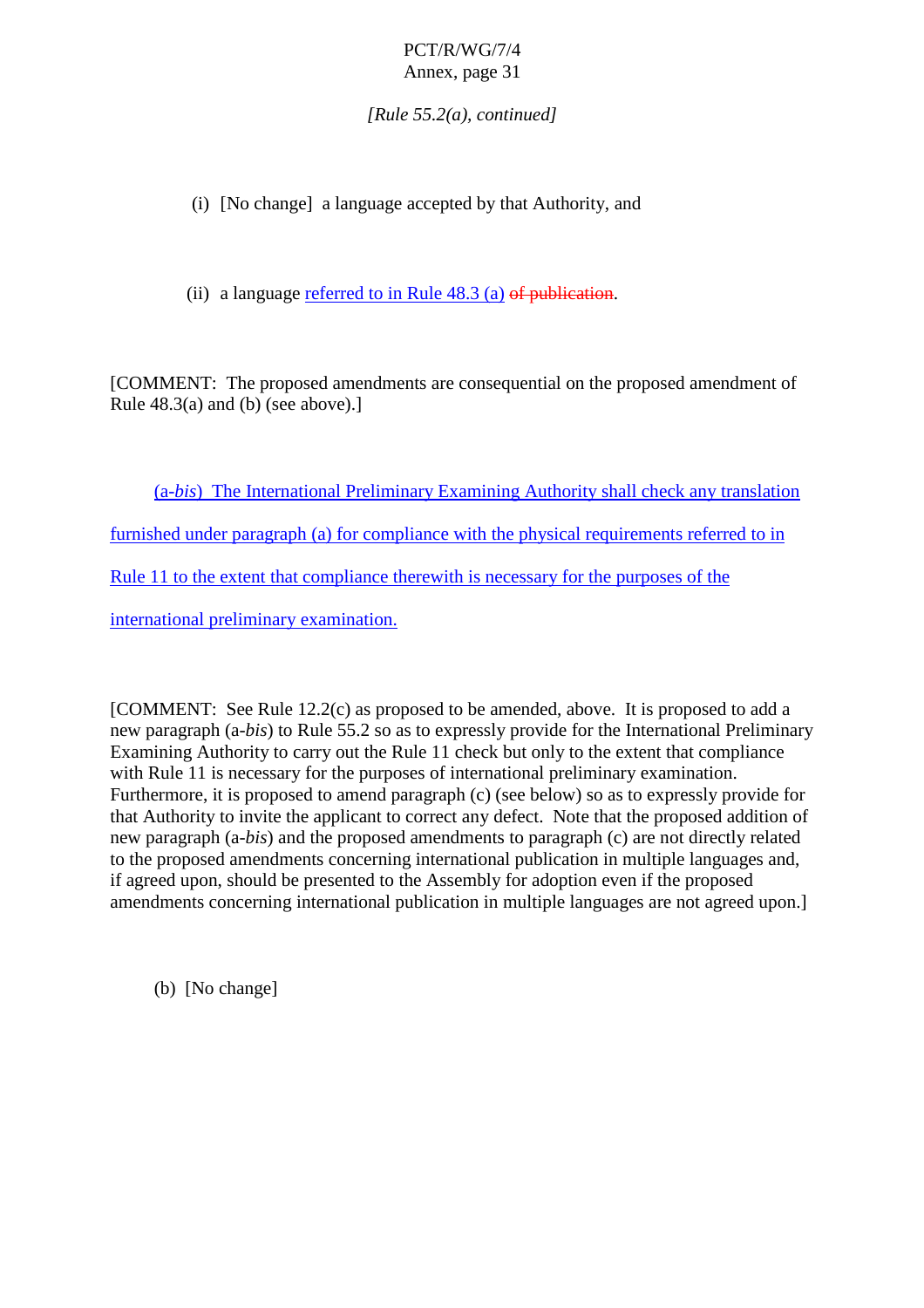*[Rule 55.2(a), continued]*

(i) [No change] a language accepted by that Authority, and

(ii) a language referred to in Rule 48.3 (a) ~~of publication~~.

[COMMENT: The proposed amendments are consequential on the proposed amendment of Rule 48.3(a) and (b) (see above).]

(a-*bis*) The International Preliminary Examining Authority shall check any translation furnished under paragraph (a) for compliance with the physical requirements referred to in Rule 11 to the extent that compliance therewith is necessary for the purposes of the international preliminary examination.

[COMMENT: See Rule 12.2(c) as proposed to be amended, above. It is proposed to add a new paragraph (a-*bis*) to Rule 55.2 so as to expressly provide for the International Preliminary Examining Authority to carry out the Rule 11 check but only to the extent that compliance with Rule 11 is necessary for the purposes of international preliminary examination. Furthermore, it is proposed to amend paragraph (c) (see below) so as to expressly provide for that Authority to invite the applicant to correct any defect. Note that the proposed addition of new paragraph (a-*bis*) and the proposed amendments to paragraph (c) are not directly related to the proposed amendments concerning international publication in multiple languages and, if agreed upon, should be presented to the Assembly for adoption even if the proposed amendments concerning international publication in multiple languages are not agreed upon.]

(b) [No change]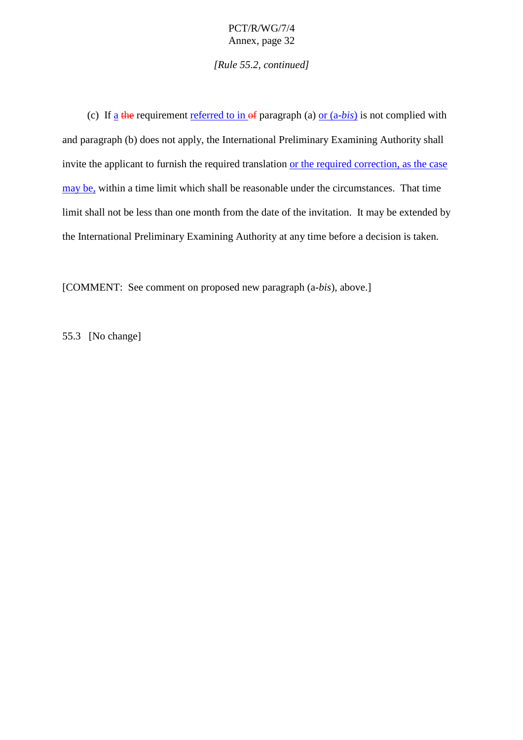*[Rule 55.2, continued]*

(c) If a ~~the~~ requirement referred to in ~~of~~ paragraph (a) or (a-*bis*) is not complied with and paragraph (b) does not apply, the International Preliminary Examining Authority shall invite the applicant to furnish the required translation or the required correction, as the case may be, within a time limit which shall be reasonable under the circumstances. That time limit shall not be less than one month from the date of the invitation. It may be extended by the International Preliminary Examining Authority at any time before a decision is taken.

[COMMENT: See comment on proposed new paragraph (a-*bis*), above.]

55.3 [No change]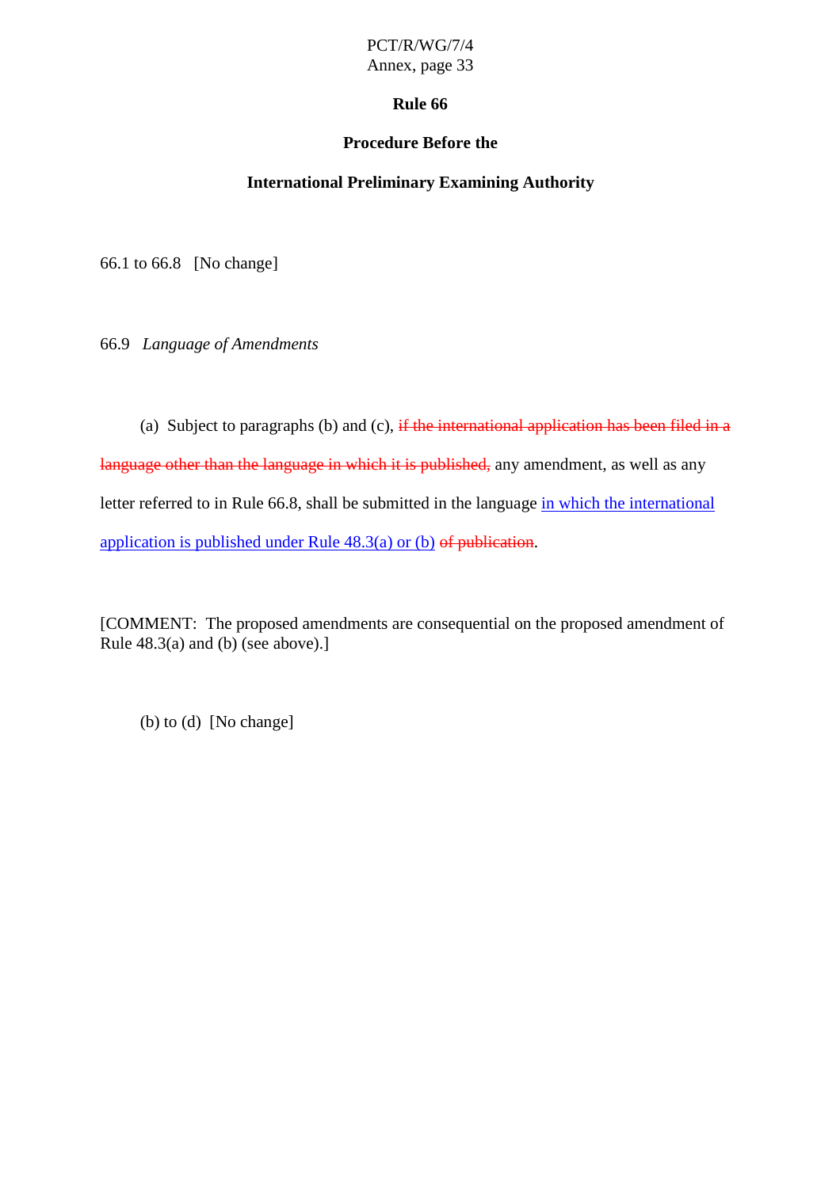# Rule 66

## Procedure Before the

## International Preliminary Examining Authority

66.1 to 66.8   [No change]

66.9   *Language of Amendments*

(a)  Subject to paragraphs (b) and (c), ~~if the international application has been filed in a language other than the language in which it is published,~~ any amendment, as well as any letter referred to in Rule 66.8, shall be submitted in the language <u>in which the international application is published under Rule 48.3(a) or (b)</u> ~~of publication~~.

[COMMENT:  The proposed amendments are consequential on the proposed amendment of Rule 48.3(a) and (b) (see above).]

(b) to (d)  [No change]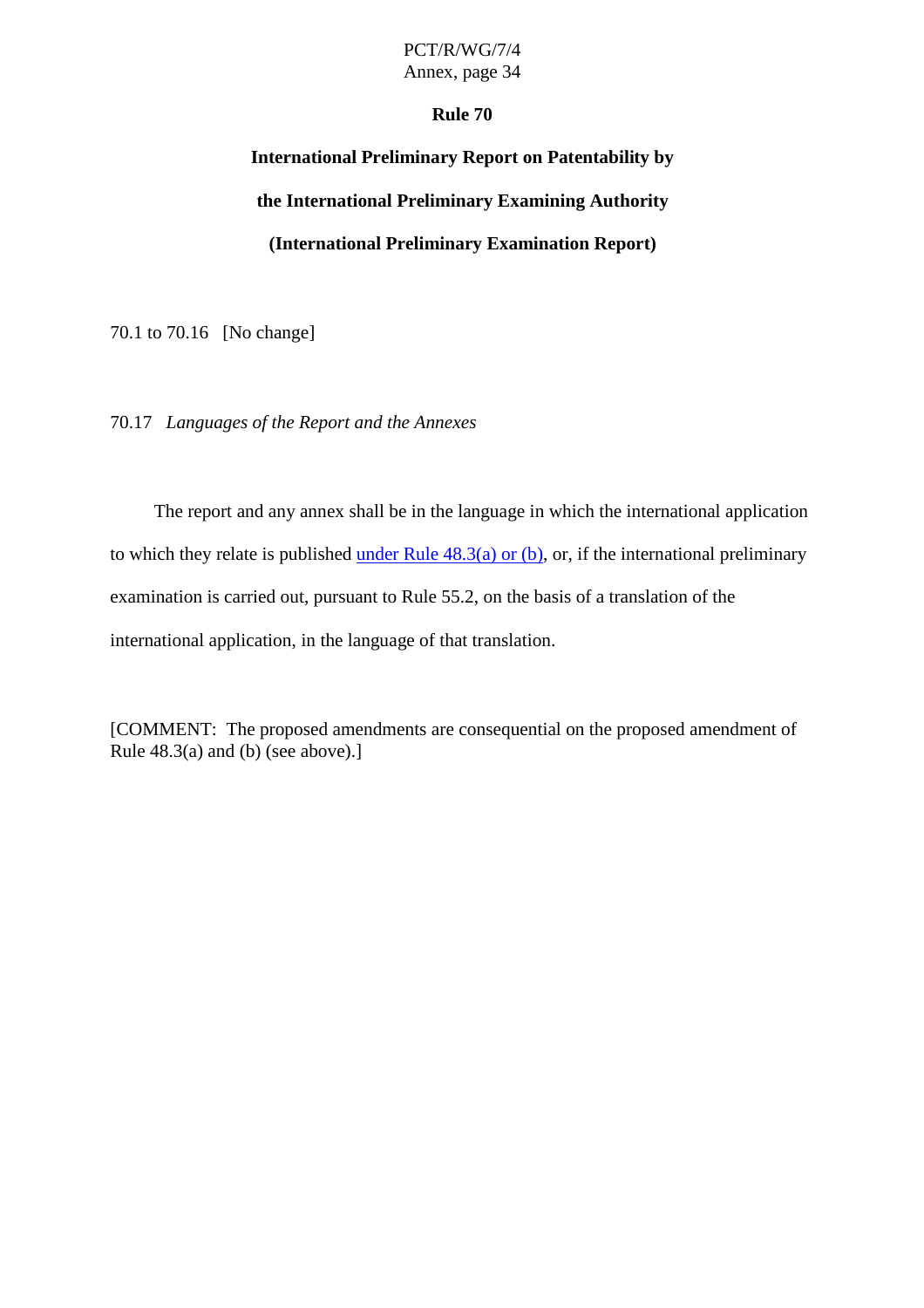# Rule 70

## International Preliminary Report on Patentability by the International Preliminary Examining Authority (International Preliminary Examination Report)

70.1 to 70.16 [No change]

70.17 *Languages of the Report and the Annexes*

The report and any annex shall be in the language in which the international application to which they relate is published under Rule 48.3(a) or (b), or, if the international preliminary examination is carried out, pursuant to Rule 55.2, on the basis of a translation of the international application, in the language of that translation.

[COMMENT: The proposed amendments are consequential on the proposed amendment of Rule 48.3(a) and (b) (see above).]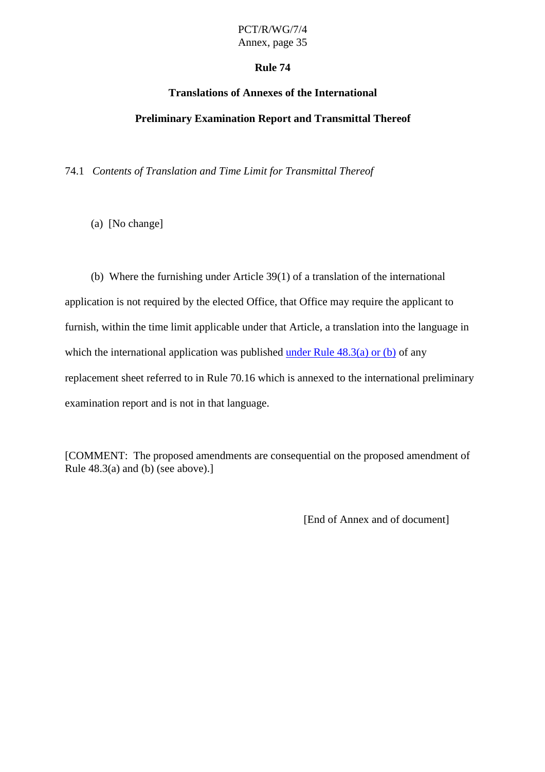# Rule 74

## Translations of Annexes of the International Preliminary Examination Report and Transmittal Thereof

74.1 *Contents of Translation and Time Limit for Transmittal Thereof*

(a) [No change]

(b) Where the furnishing under Article 39(1) of a translation of the international application is not required by the elected Office, that Office may require the applicant to furnish, within the time limit applicable under that Article, a translation into the language in which the international application was published under Rule 48.3(a) or (b) of any replacement sheet referred to in Rule 70.16 which is annexed to the international preliminary examination report and is not in that language.

[COMMENT: The proposed amendments are consequential on the proposed amendment of Rule 48.3(a) and (b) (see above).]

[End of Annex and of document]